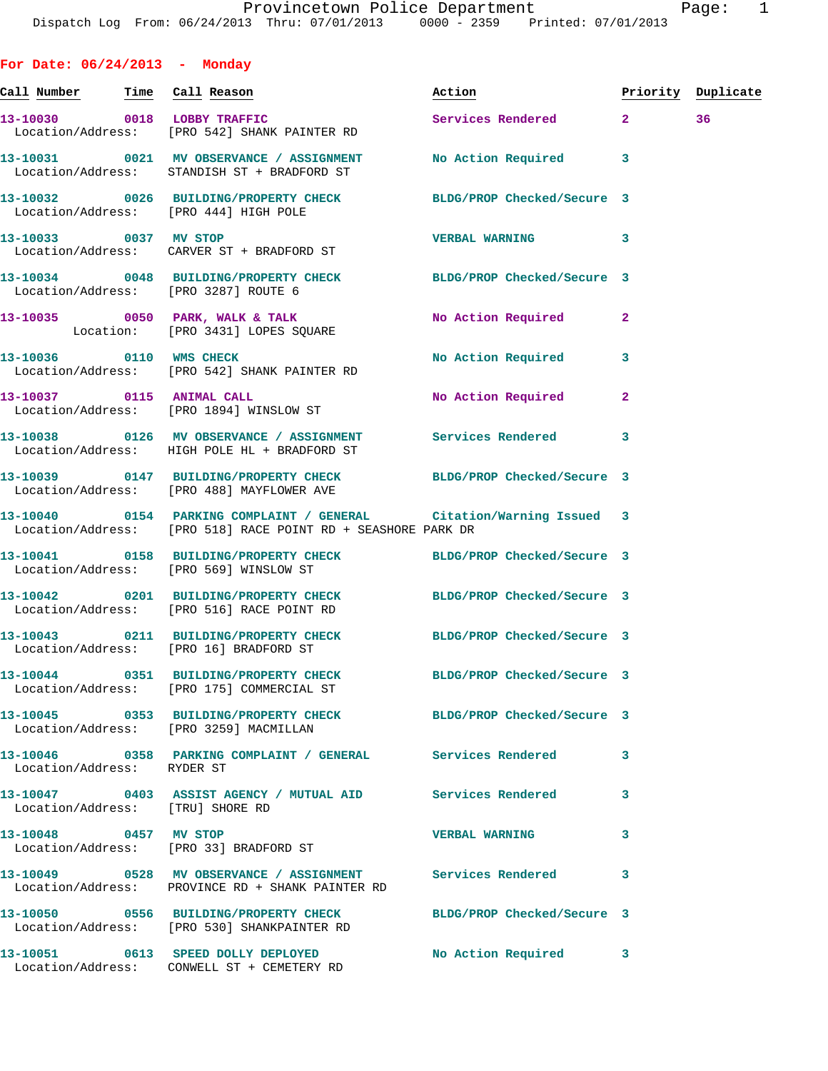## For Date: 06/24/2013 - Monday

| Call Number | Time | Call Reason | Action | Priority | Duplicate |
|---|---|---|---|---|---|
| 13-10030 | 0018 | LOBBY TRAFFIC | Services Rendered | 2 | 36 |
| Location/Address: | | [PRO 542] SHANK PAINTER RD | | | |
| 13-10031 | 0021 | MV OBSERVANCE / ASSIGNMENT | No Action Required | 3 | |
| Location/Address: | | STANDISH ST + BRADFORD ST | | | |
| 13-10032 | 0026 | BUILDING/PROPERTY CHECK | BLDG/PROP Checked/Secure | 3 | |
| Location/Address: | | [PRO 444] HIGH POLE | | | |
| 13-10033 | 0037 | MV STOP | VERBAL WARNING | 3 | |
| Location/Address: | | CARVER ST + BRADFORD ST | | | |
| 13-10034 | 0048 | BUILDING/PROPERTY CHECK | BLDG/PROP Checked/Secure | 3 | |
| Location/Address: | | [PRO 3287] ROUTE 6 | | | |
| 13-10035 | 0050 | PARK, WALK & TALK | No Action Required | 2 | |
| Location: | | [PRO 3431] LOPES SQUARE | | | |
| 13-10036 | 0110 | WMS CHECK | No Action Required | 3 | |
| Location/Address: | | [PRO 542] SHANK PAINTER RD | | | |
| 13-10037 | 0115 | ANIMAL CALL | No Action Required | 2 | |
| Location/Address: | | [PRO 1894] WINSLOW ST | | | |
| 13-10038 | 0126 | MV OBSERVANCE / ASSIGNMENT | Services Rendered | 3 | |
| Location/Address: | | HIGH POLE HL + BRADFORD ST | | | |
| 13-10039 | 0147 | BUILDING/PROPERTY CHECK | BLDG/PROP Checked/Secure | 3 | |
| Location/Address: | | [PRO 488] MAYFLOWER AVE | | | |
| 13-10040 | 0154 | PARKING COMPLAINT / GENERAL | Citation/Warning Issued | 3 | |
| Location/Address: | | [PRO 518] RACE POINT RD + SEASHORE PARK DR | | | |
| 13-10041 | 0158 | BUILDING/PROPERTY CHECK | BLDG/PROP Checked/Secure | 3 | |
| Location/Address: | | [PRO 569] WINSLOW ST | | | |
| 13-10042 | 0201 | BUILDING/PROPERTY CHECK | BLDG/PROP Checked/Secure | 3 | |
| Location/Address: | | [PRO 516] RACE POINT RD | | | |
| 13-10043 | 0211 | BUILDING/PROPERTY CHECK | BLDG/PROP Checked/Secure | 3 | |
| Location/Address: | | [PRO 16] BRADFORD ST | | | |
| 13-10044 | 0351 | BUILDING/PROPERTY CHECK | BLDG/PROP Checked/Secure | 3 | |
| Location/Address: | | [PRO 175] COMMERCIAL ST | | | |
| 13-10045 | 0353 | BUILDING/PROPERTY CHECK | BLDG/PROP Checked/Secure | 3 | |
| Location/Address: | | [PRO 3259] MACMILLAN | | | |
| 13-10046 | 0358 | PARKING COMPLAINT / GENERAL | Services Rendered | 3 | |
| Location/Address: | | RYDER ST | | | |
| 13-10047 | 0403 | ASSIST AGENCY / MUTUAL AID | Services Rendered | 3 | |
| Location/Address: | | [TRU] SHORE RD | | | |
| 13-10048 | 0457 | MV STOP | VERBAL WARNING | 3 | |
| Location/Address: | | [PRO 33] BRADFORD ST | | | |
| 13-10049 | 0528 | MV OBSERVANCE / ASSIGNMENT | Services Rendered | 3 | |
| Location/Address: | | PROVINCE RD + SHANK PAINTER RD | | | |
| 13-10050 | 0556 | BUILDING/PROPERTY CHECK | BLDG/PROP Checked/Secure | 3 | |
| Location/Address: | | [PRO 530] SHANKPAINTER RD | | | |
| 13-10051 | 0613 | SPEED DOLLY DEPLOYED | No Action Required | 3 | |
| Location/Address: | | CONWELL ST + CEMETERY RD | | | |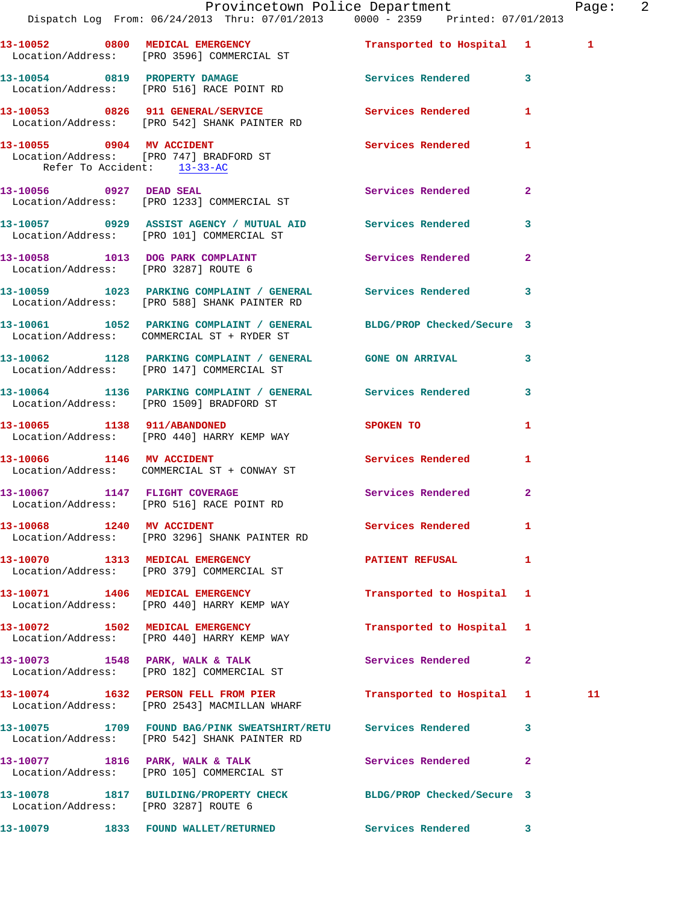13-10052 0800 MEDICAL EMERGENCY Transported to Hospital 1 1
Location/Address: [PRO 3596] COMMERCIAL ST

13-10054 0819 PROPERTY DAMAGE Services Rendered 3
Location/Address: [PRO 516] RACE POINT RD

13-10053 0826 911 GENERAL/SERVICE Services Rendered 1
Location/Address: [PRO 542] SHANK PAINTER RD

13-10055 0904 MV ACCIDENT Services Rendered 1
Location/Address: [PRO 747] BRADFORD ST
Refer To Accident: 13-33-AC

13-10056 0927 DEAD SEAL Services Rendered 2
Location/Address: [PRO 1233] COMMERCIAL ST

13-10057 0929 ASSIST AGENCY / MUTUAL AID Services Rendered 3
Location/Address: [PRO 101] COMMERCIAL ST

13-10058 1013 DOG PARK COMPLAINT Services Rendered 2
Location/Address: [PRO 3287] ROUTE 6

13-10059 1023 PARKING COMPLAINT / GENERAL Services Rendered 3
Location/Address: [PRO 588] SHANK PAINTER RD

13-10061 1052 PARKING COMPLAINT / GENERAL BLDG/PROP Checked/Secure 3
Location/Address: COMMERCIAL ST + RYDER ST

13-10062 1128 PARKING COMPLAINT / GENERAL GONE ON ARRIVAL 3
Location/Address: [PRO 147] COMMERCIAL ST

13-10064 1136 PARKING COMPLAINT / GENERAL Services Rendered 3
Location/Address: [PRO 1509] BRADFORD ST

13-10065 1138 911/ABANDONED SPOKEN TO 1
Location/Address: [PRO 440] HARRY KEMP WAY

13-10066 1146 MV ACCIDENT Services Rendered 1
Location/Address: COMMERCIAL ST + CONWAY ST

13-10067 1147 FLIGHT COVERAGE Services Rendered 2
Location/Address: [PRO 516] RACE POINT RD

13-10068 1240 MV ACCIDENT Services Rendered 1
Location/Address: [PRO 3296] SHANK PAINTER RD

13-10070 1313 MEDICAL EMERGENCY PATIENT REFUSAL 1
Location/Address: [PRO 379] COMMERCIAL ST

13-10071 1406 MEDICAL EMERGENCY Transported to Hospital 1
Location/Address: [PRO 440] HARRY KEMP WAY

13-10072 1502 MEDICAL EMERGENCY Transported to Hospital 1
Location/Address: [PRO 440] HARRY KEMP WAY

13-10073 1548 PARK, WALK & TALK Services Rendered 2
Location/Address: [PRO 182] COMMERCIAL ST

13-10074 1632 PERSON FELL FROM PIER Transported to Hospital 1 11
Location/Address: [PRO 2543] MACMILLAN WHARF

13-10075 1709 FOUND BAG/PINK SWEATSHIRT/RETU Services Rendered 3
Location/Address: [PRO 542] SHANK PAINTER RD

13-10077 1816 PARK, WALK & TALK Services Rendered 2
Location/Address: [PRO 105] COMMERCIAL ST

13-10078 1817 BUILDING/PROPERTY CHECK BLDG/PROP Checked/Secure 3
Location/Address: [PRO 3287] ROUTE 6

13-10079 1833 FOUND WALLET/RETURNED Services Rendered 3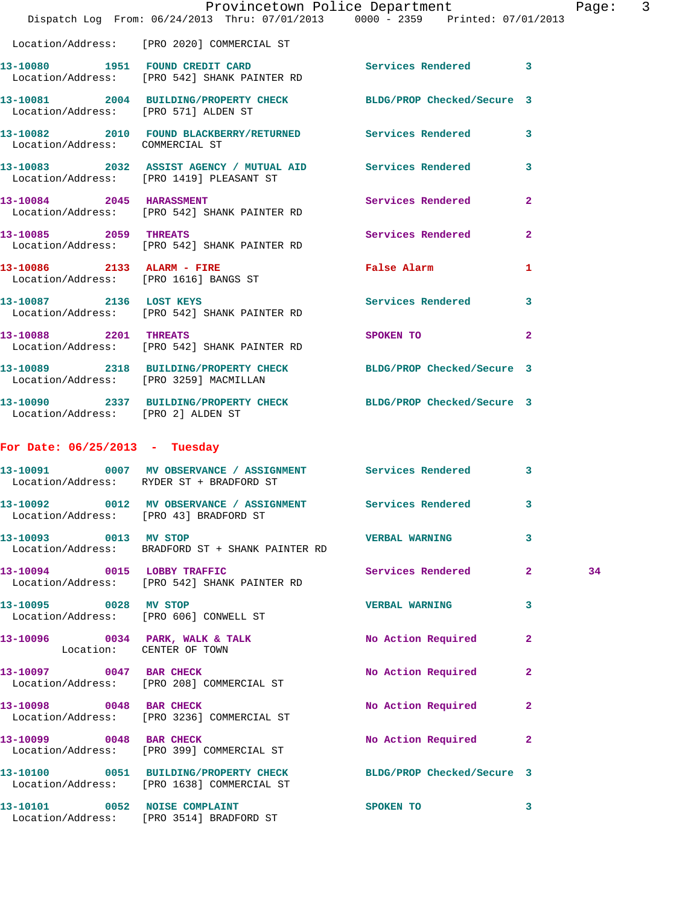Location/Address: [PRO 2020] COMMERCIAL ST

| Call # | Time | Call Reason | Action | Priority | |
|---|---|---|---|---|---|
| 13-10080 | 1951 | FOUND CREDIT CARD | Services Rendered | 3 | |
| | | Location/Address: [PRO 542] SHANK PAINTER RD | | | |
| 13-10081 | 2004 | BUILDING/PROPERTY CHECK | BLDG/PROP Checked/Secure | 3 | |
| | | Location/Address: [PRO 571] ALDEN ST | | | |
| 13-10082 | 2010 | FOUND BLACKBERRY/RETURNED | Services Rendered | 3 | |
| | | Location/Address: COMMERCIAL ST | | | |
| 13-10083 | 2032 | ASSIST AGENCY / MUTUAL AID | Services Rendered | 3 | |
| | | Location/Address: [PRO 1419] PLEASANT ST | | | |
| 13-10084 | 2045 | HARASSMENT | Services Rendered | 2 | |
| | | Location/Address: [PRO 542] SHANK PAINTER RD | | | |
| 13-10085 | 2059 | THREATS | Services Rendered | 2 | |
| | | Location/Address: [PRO 542] SHANK PAINTER RD | | | |
| 13-10086 | 2133 | ALARM - FIRE | False Alarm | 1 | |
| | | Location/Address: [PRO 1616] BANGS ST | | | |
| 13-10087 | 2136 | LOST KEYS | Services Rendered | 3 | |
| | | Location/Address: [PRO 542] SHANK PAINTER RD | | | |
| 13-10088 | 2201 | THREATS | SPOKEN TO | 2 | |
| | | Location/Address: [PRO 542] SHANK PAINTER RD | | | |
| 13-10089 | 2318 | BUILDING/PROPERTY CHECK | BLDG/PROP Checked/Secure | 3 | |
| | | Location/Address: [PRO 3259] MACMILLAN | | | |
| 13-10090 | 2337 | BUILDING/PROPERTY CHECK | BLDG/PROP Checked/Secure | 3 | |
| | | Location/Address: [PRO 2] ALDEN ST | | | |

## For Date: 06/25/2013 - Tuesday

| Call # | Time | Call Reason | Action | Priority | |
|---|---|---|---|---|---|
| 13-10091 | 0007 | MV OBSERVANCE / ASSIGNMENT | Services Rendered | 3 | |
| | | Location/Address: RYDER ST + BRADFORD ST | | | |
| 13-10092 | 0012 | MV OBSERVANCE / ASSIGNMENT | Services Rendered | 3 | |
| | | Location/Address: [PRO 43] BRADFORD ST | | | |
| 13-10093 | 0013 | MV STOP | VERBAL WARNING | 3 | |
| | | Location/Address: BRADFORD ST + SHANK PAINTER RD | | | |
| 13-10094 | 0015 | LOBBY TRAFFIC | Services Rendered | 2 | 34 |
| | | Location/Address: [PRO 542] SHANK PAINTER RD | | | |
| 13-10095 | 0028 | MV STOP | VERBAL WARNING | 3 | |
| | | Location/Address: [PRO 606] CONWELL ST | | | |
| 13-10096 | 0034 | PARK, WALK & TALK | No Action Required | 2 | |
| | | Location: CENTER OF TOWN | | | |
| 13-10097 | 0047 | BAR CHECK | No Action Required | 2 | |
| | | Location/Address: [PRO 208] COMMERCIAL ST | | | |
| 13-10098 | 0048 | BAR CHECK | No Action Required | 2 | |
| | | Location/Address: [PRO 3236] COMMERCIAL ST | | | |
| 13-10099 | 0048 | BAR CHECK | No Action Required | 2 | |
| | | Location/Address: [PRO 399] COMMERCIAL ST | | | |
| 13-10100 | 0051 | BUILDING/PROPERTY CHECK | BLDG/PROP Checked/Secure | 3 | |
| | | Location/Address: [PRO 1638] COMMERCIAL ST | | | |
| 13-10101 | 0052 | NOISE COMPLAINT | SPOKEN TO | 3 | |
| | | Location/Address: [PRO 3514] BRADFORD ST | | | |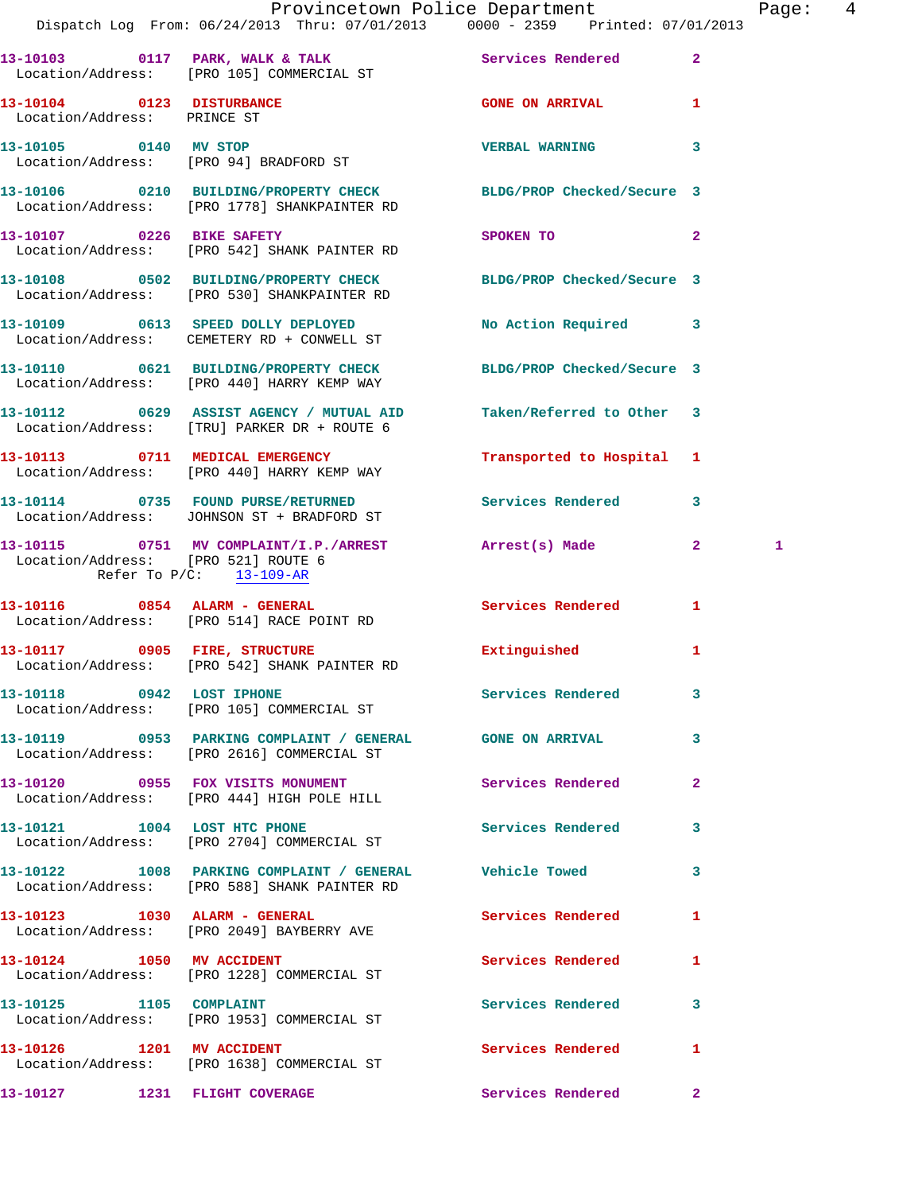13-10103 0117 PARK, WALK & TALK Services Rendered 2
Location/Address: [PRO 105] COMMERCIAL ST

13-10104 0123 DISTURBANCE GONE ON ARRIVAL 1
Location/Address: PRINCE ST

13-10105 0140 MV STOP VERBAL WARNING 3
Location/Address: [PRO 94] BRADFORD ST

13-10106 0210 BUILDING/PROPERTY CHECK BLDG/PROP Checked/Secure 3
Location/Address: [PRO 1778] SHANKPAINTER RD

13-10107 0226 BIKE SAFETY SPOKEN TO 2
Location/Address: [PRO 542] SHANK PAINTER RD

13-10108 0502 BUILDING/PROPERTY CHECK BLDG/PROP Checked/Secure 3
Location/Address: [PRO 530] SHANKPAINTER RD

13-10109 0613 SPEED DOLLY DEPLOYED No Action Required 3
Location/Address: CEMETERY RD + CONWELL ST

13-10110 0621 BUILDING/PROPERTY CHECK BLDG/PROP Checked/Secure 3
Location/Address: [PRO 440] HARRY KEMP WAY

13-10112 0629 ASSIST AGENCY / MUTUAL AID Taken/Referred to Other 3
Location/Address: [TRU] PARKER DR + ROUTE 6

13-10113 0711 MEDICAL EMERGENCY Transported to Hospital 1
Location/Address: [PRO 440] HARRY KEMP WAY

13-10114 0735 FOUND PURSE/RETURNED Services Rendered 3
Location/Address: JOHNSON ST + BRADFORD ST

13-10115 0751 MV COMPLAINT/I.P./ARREST Arrest(s) Made 2 1
Location/Address: [PRO 521] ROUTE 6
Refer To P/C: 13-109-AR

13-10116 0854 ALARM - GENERAL Services Rendered 1
Location/Address: [PRO 514] RACE POINT RD

13-10117 0905 FIRE, STRUCTURE Extinguished 1
Location/Address: [PRO 542] SHANK PAINTER RD

13-10118 0942 LOST IPHONE Services Rendered 3
Location/Address: [PRO 105] COMMERCIAL ST

13-10119 0953 PARKING COMPLAINT / GENERAL GONE ON ARRIVAL 3
Location/Address: [PRO 2616] COMMERCIAL ST

13-10120 0955 FOX VISITS MONUMENT Services Rendered 2
Location/Address: [PRO 444] HIGH POLE HILL

13-10121 1004 LOST HTC PHONE Services Rendered 3
Location/Address: [PRO 2704] COMMERCIAL ST

13-10122 1008 PARKING COMPLAINT / GENERAL Vehicle Towed 3
Location/Address: [PRO 588] SHANK PAINTER RD

13-10123 1030 ALARM - GENERAL Services Rendered 1
Location/Address: [PRO 2049] BAYBERRY AVE

13-10124 1050 MV ACCIDENT Services Rendered 1
Location/Address: [PRO 1228] COMMERCIAL ST

13-10125 1105 COMPLAINT Services Rendered 3
Location/Address: [PRO 1953] COMMERCIAL ST

13-10126 1201 MV ACCIDENT Services Rendered 1
Location/Address: [PRO 1638] COMMERCIAL ST

13-10127 1231 FLIGHT COVERAGE Services Rendered 2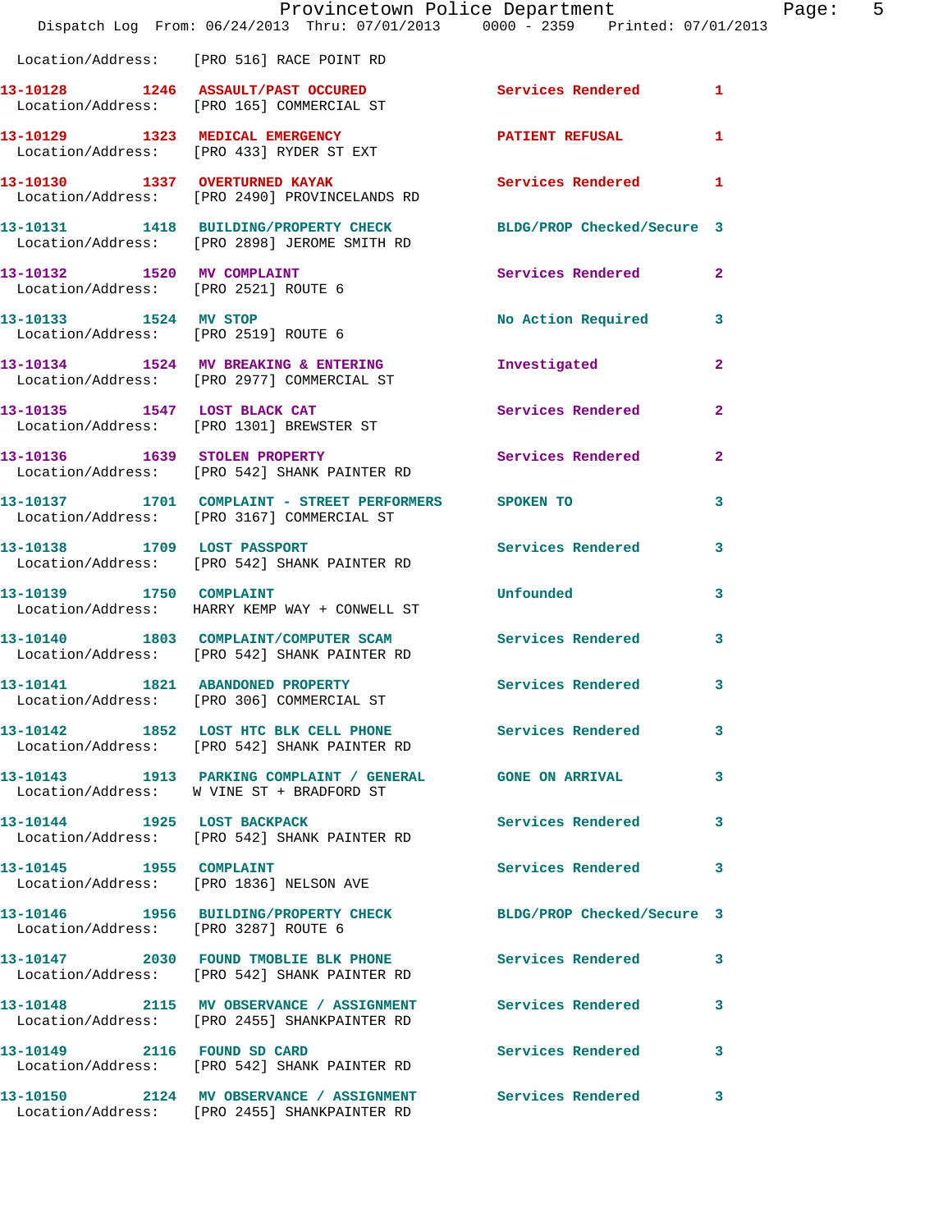Location/Address: [PRO 516] RACE POINT RD

**13-10128 1246 ASSAULT/PAST OCCURED** Services Rendered 1
Location/Address: [PRO 165] COMMERCIAL ST

**13-10129 1323 MEDICAL EMERGENCY** PATIENT REFUSAL 1
Location/Address: [PRO 433] RYDER ST EXT

**13-10130 1337 OVERTURNED KAYAK** Services Rendered 1
Location/Address: [PRO 2490] PROVINCELANDS RD

**13-10131 1418 BUILDING/PROPERTY CHECK** BLDG/PROP Checked/Secure 3
Location/Address: [PRO 2898] JEROME SMITH RD

**13-10132 1520 MV COMPLAINT** Services Rendered 2
Location/Address: [PRO 2521] ROUTE 6

**13-10133 1524 MV STOP** No Action Required 3
Location/Address: [PRO 2519] ROUTE 6

**13-10134 1524 MV BREAKING & ENTERING** Investigated 2
Location/Address: [PRO 2977] COMMERCIAL ST

**13-10135 1547 LOST BLACK CAT** Services Rendered 2
Location/Address: [PRO 1301] BREWSTER ST

**13-10136 1639 STOLEN PROPERTY** Services Rendered 2
Location/Address: [PRO 542] SHANK PAINTER RD

**13-10137 1701 COMPLAINT - STREET PERFORMERS** SPOKEN TO 3
Location/Address: [PRO 3167] COMMERCIAL ST

**13-10138 1709 LOST PASSPORT** Services Rendered 3
Location/Address: [PRO 542] SHANK PAINTER RD

**13-10139 1750 COMPLAINT** Unfounded 3
Location/Address: HARRY KEMP WAY + CONWELL ST

**13-10140 1803 COMPLAINT/COMPUTER SCAM** Services Rendered 3
Location/Address: [PRO 542] SHANK PAINTER RD

**13-10141 1821 ABANDONED PROPERTY** Services Rendered 3
Location/Address: [PRO 306] COMMERCIAL ST

**13-10142 1852 LOST HTC BLK CELL PHONE** Services Rendered 3
Location/Address: [PRO 542] SHANK PAINTER RD

**13-10143 1913 PARKING COMPLAINT / GENERAL** GONE ON ARRIVAL 3
Location/Address: W VINE ST + BRADFORD ST

**13-10144 1925 LOST BACKPACK** Services Rendered 3
Location/Address: [PRO 542] SHANK PAINTER RD

**13-10145 1955 COMPLAINT** Services Rendered 3
Location/Address: [PRO 1836] NELSON AVE

**13-10146 1956 BUILDING/PROPERTY CHECK** BLDG/PROP Checked/Secure 3
Location/Address: [PRO 3287] ROUTE 6

**13-10147 2030 FOUND TMOBLIE BLK PHONE** Services Rendered 3
Location/Address: [PRO 542] SHANK PAINTER RD

**13-10148 2115 MV OBSERVANCE / ASSIGNMENT** Services Rendered 3
Location/Address: [PRO 2455] SHANKPAINTER RD

**13-10149 2116 FOUND SD CARD** Services Rendered 3
Location/Address: [PRO 542] SHANK PAINTER RD

**13-10150 2124 MV OBSERVANCE / ASSIGNMENT** Services Rendered 3
Location/Address: [PRO 2455] SHANKPAINTER RD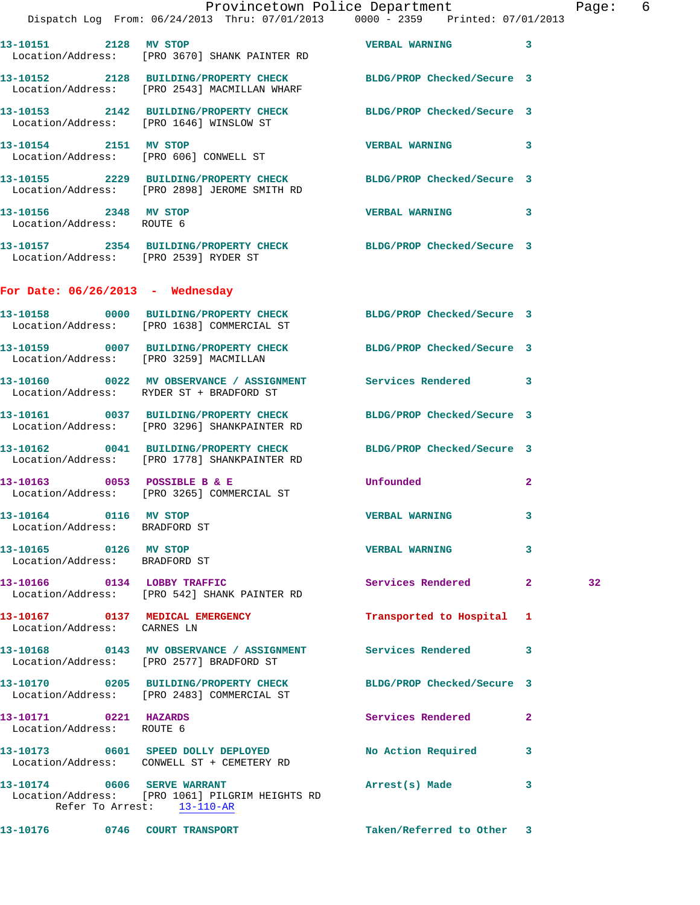13-10151 2128 MV STOP VERBAL WARNING 3
Location/Address: [PRO 3670] SHANK PAINTER RD

13-10152 2128 BUILDING/PROPERTY CHECK BLDG/PROP Checked/Secure 3
Location/Address: [PRO 2543] MACMILLAN WHARF

13-10153 2142 BUILDING/PROPERTY CHECK BLDG/PROP Checked/Secure 3
Location/Address: [PRO 1646] WINSLOW ST

13-10154 2151 MV STOP VERBAL WARNING 3
Location/Address: [PRO 606] CONWELL ST

13-10155 2229 BUILDING/PROPERTY CHECK BLDG/PROP Checked/Secure 3
Location/Address: [PRO 2898] JEROME SMITH RD

13-10156 2348 MV STOP VERBAL WARNING 3
Location/Address: ROUTE 6

13-10157 2354 BUILDING/PROPERTY CHECK BLDG/PROP Checked/Secure 3
Location/Address: [PRO 2539] RYDER ST

**For Date: 06/26/2013 - Wednesday**

13-10158 0000 BUILDING/PROPERTY CHECK BLDG/PROP Checked/Secure 3
Location/Address: [PRO 1638] COMMERCIAL ST

13-10159 0007 BUILDING/PROPERTY CHECK BLDG/PROP Checked/Secure 3
Location/Address: [PRO 3259] MACMILLAN

13-10160 0022 MV OBSERVANCE / ASSIGNMENT Services Rendered 3
Location/Address: RYDER ST + BRADFORD ST

13-10161 0037 BUILDING/PROPERTY CHECK BLDG/PROP Checked/Secure 3
Location/Address: [PRO 3296] SHANKPAINTER RD

13-10162 0041 BUILDING/PROPERTY CHECK BLDG/PROP Checked/Secure 3
Location/Address: [PRO 1778] SHANKPAINTER RD

13-10163 0053 POSSIBLE B & E Unfounded 2
Location/Address: [PRO 3265] COMMERCIAL ST

13-10164 0116 MV STOP VERBAL WARNING 3
Location/Address: BRADFORD ST

13-10165 0126 MV STOP VERBAL WARNING 3
Location/Address: BRADFORD ST

13-10166 0134 LOBBY TRAFFIC Services Rendered 2 32
Location/Address: [PRO 542] SHANK PAINTER RD

13-10167 0137 MEDICAL EMERGENCY Transported to Hospital 1
Location/Address: CARNES LN

13-10168 0143 MV OBSERVANCE / ASSIGNMENT Services Rendered 3
Location/Address: [PRO 2577] BRADFORD ST

13-10170 0205 BUILDING/PROPERTY CHECK BLDG/PROP Checked/Secure 3
Location/Address: [PRO 2483] COMMERCIAL ST

13-10171 0221 HAZARDS Services Rendered 2
Location/Address: ROUTE 6

13-10173 0601 SPEED DOLLY DEPLOYED No Action Required 3
Location/Address: CONWELL ST + CEMETERY RD

13-10174 0606 SERVE WARRANT Arrest(s) Made 3
Location/Address: [PRO 1061] PILGRIM HEIGHTS RD
Refer To Arrest: 13-110-AR

13-10176 0746 COURT TRANSPORT Taken/Referred to Other 3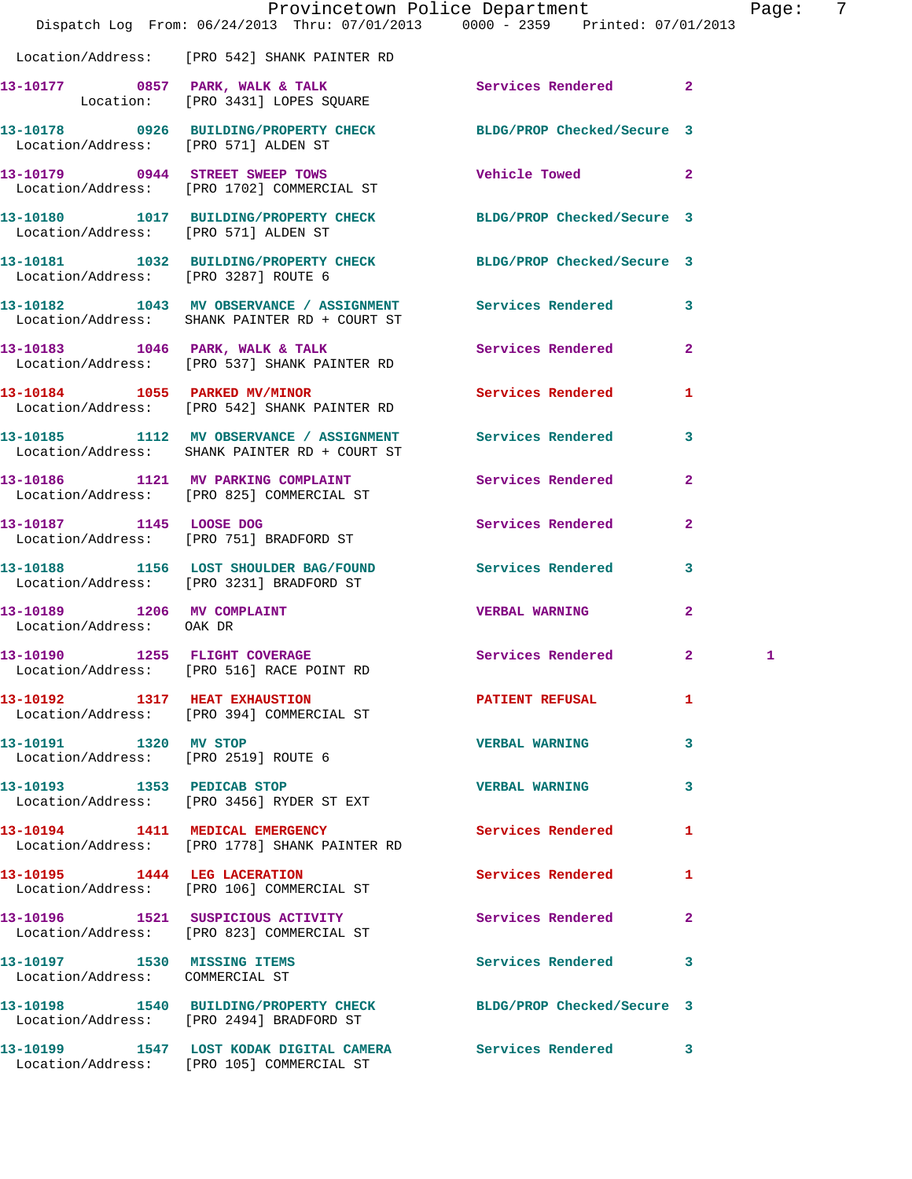Location/Address: [PRO 542] SHANK PAINTER RD

| Call # | Time | Call Reason | Action | Priority | |
|---|---|---|---|---|---|
| 13-10177 | 0857 | PARK, WALK & TALK | Services Rendered | 2 | |
| | | Location: [PRO 3431] LOPES SQUARE | | | |
| 13-10178 | 0926 | BUILDING/PROPERTY CHECK | BLDG/PROP Checked/Secure | 3 | |
| | | Location/Address: [PRO 571] ALDEN ST | | | |
| 13-10179 | 0944 | STREET SWEEP TOWS | Vehicle Towed | 2 | |
| | | Location/Address: [PRO 1702] COMMERCIAL ST | | | |
| 13-10180 | 1017 | BUILDING/PROPERTY CHECK | BLDG/PROP Checked/Secure | 3 | |
| | | Location/Address: [PRO 571] ALDEN ST | | | |
| 13-10181 | 1032 | BUILDING/PROPERTY CHECK | BLDG/PROP Checked/Secure | 3 | |
| | | Location/Address: [PRO 3287] ROUTE 6 | | | |
| 13-10182 | 1043 | MV OBSERVANCE / ASSIGNMENT | Services Rendered | 3 | |
| | | Location/Address: SHANK PAINTER RD + COURT ST | | | |
| 13-10183 | 1046 | PARK, WALK & TALK | Services Rendered | 2 | |
| | | Location/Address: [PRO 537] SHANK PAINTER RD | | | |
| 13-10184 | 1055 | PARKED MV/MINOR | Services Rendered | 1 | |
| | | Location/Address: [PRO 542] SHANK PAINTER RD | | | |
| 13-10185 | 1112 | MV OBSERVANCE / ASSIGNMENT | Services Rendered | 3 | |
| | | Location/Address: SHANK PAINTER RD + COURT ST | | | |
| 13-10186 | 1121 | MV PARKING COMPLAINT | Services Rendered | 2 | |
| | | Location/Address: [PRO 825] COMMERCIAL ST | | | |
| 13-10187 | 1145 | LOOSE DOG | Services Rendered | 2 | |
| | | Location/Address: [PRO 751] BRADFORD ST | | | |
| 13-10188 | 1156 | LOST SHOULDER BAG/FOUND | Services Rendered | 3 | |
| | | Location/Address: [PRO 3231] BRADFORD ST | | | |
| 13-10189 | 1206 | MV COMPLAINT | VERBAL WARNING | 2 | |
| | | Location/Address: OAK DR | | | |
| 13-10190 | 1255 | FLIGHT COVERAGE | Services Rendered | 2 | 1 |
| | | Location/Address: [PRO 516] RACE POINT RD | | | |
| 13-10192 | 1317 | HEAT EXHAUSTION | PATIENT REFUSAL | 1 | |
| | | Location/Address: [PRO 394] COMMERCIAL ST | | | |
| 13-10191 | 1320 | MV STOP | VERBAL WARNING | 3 | |
| | | Location/Address: [PRO 2519] ROUTE 6 | | | |
| 13-10193 | 1353 | PEDICAB STOP | VERBAL WARNING | 3 | |
| | | Location/Address: [PRO 3456] RYDER ST EXT | | | |
| 13-10194 | 1411 | MEDICAL EMERGENCY | Services Rendered | 1 | |
| | | Location/Address: [PRO 1778] SHANK PAINTER RD | | | |
| 13-10195 | 1444 | LEG LACERATION | Services Rendered | 1 | |
| | | Location/Address: [PRO 106] COMMERCIAL ST | | | |
| 13-10196 | 1521 | SUSPICIOUS ACTIVITY | Services Rendered | 2 | |
| | | Location/Address: [PRO 823] COMMERCIAL ST | | | |
| 13-10197 | 1530 | MISSING ITEMS | Services Rendered | 3 | |
| | | Location/Address: COMMERCIAL ST | | | |
| 13-10198 | 1540 | BUILDING/PROPERTY CHECK | BLDG/PROP Checked/Secure | 3 | |
| | | Location/Address: [PRO 2494] BRADFORD ST | | | |
| 13-10199 | 1547 | LOST KODAK DIGITAL CAMERA | Services Rendered | 3 | |
| | | Location/Address: [PRO 105] COMMERCIAL ST | | | |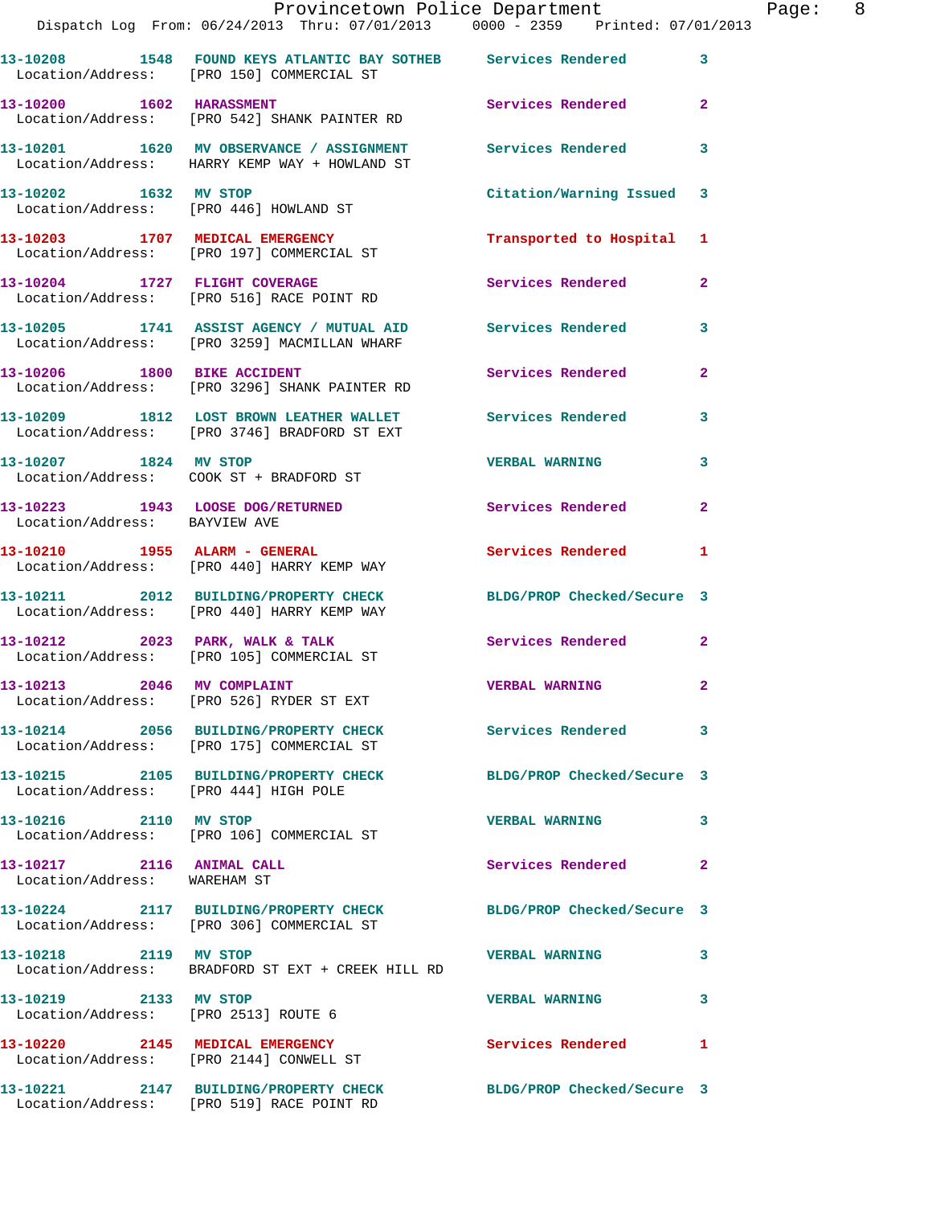13-10208 1548 FOUND KEYS ATLANTIC BAY SOTHEB Services Rendered 3
Location/Address: [PRO 150] COMMERCIAL ST

13-10200 1602 HARASSMENT Services Rendered 2
Location/Address: [PRO 542] SHANK PAINTER RD

13-10201 1620 MV OBSERVANCE / ASSIGNMENT Services Rendered 3
Location/Address: HARRY KEMP WAY + HOWLAND ST

13-10202 1632 MV STOP Citation/Warning Issued 3
Location/Address: [PRO 446] HOWLAND ST

13-10203 1707 MEDICAL EMERGENCY Transported to Hospital 1
Location/Address: [PRO 197] COMMERCIAL ST

13-10204 1727 FLIGHT COVERAGE Services Rendered 2
Location/Address: [PRO 516] RACE POINT RD

13-10205 1741 ASSIST AGENCY / MUTUAL AID Services Rendered 3
Location/Address: [PRO 3259] MACMILLAN WHARF

13-10206 1800 BIKE ACCIDENT Services Rendered 2
Location/Address: [PRO 3296] SHANK PAINTER RD

13-10209 1812 LOST BROWN LEATHER WALLET Services Rendered 3
Location/Address: [PRO 3746] BRADFORD ST EXT

13-10207 1824 MV STOP VERBAL WARNING 3
Location/Address: COOK ST + BRADFORD ST

13-10223 1943 LOOSE DOG/RETURNED Services Rendered 2
Location/Address: BAYVIEW AVE

13-10210 1955 ALARM - GENERAL Services Rendered 1
Location/Address: [PRO 440] HARRY KEMP WAY

13-10211 2012 BUILDING/PROPERTY CHECK BLDG/PROP Checked/Secure 3
Location/Address: [PRO 440] HARRY KEMP WAY

13-10212 2023 PARK, WALK & TALK Services Rendered 2
Location/Address: [PRO 105] COMMERCIAL ST

13-10213 2046 MV COMPLAINT VERBAL WARNING 2
Location/Address: [PRO 526] RYDER ST EXT

13-10214 2056 BUILDING/PROPERTY CHECK Services Rendered 3
Location/Address: [PRO 175] COMMERCIAL ST

13-10215 2105 BUILDING/PROPERTY CHECK BLDG/PROP Checked/Secure 3
Location/Address: [PRO 444] HIGH POLE

13-10216 2110 MV STOP VERBAL WARNING 3
Location/Address: [PRO 106] COMMERCIAL ST

13-10217 2116 ANIMAL CALL Services Rendered 2
Location/Address: WAREHAM ST

13-10224 2117 BUILDING/PROPERTY CHECK BLDG/PROP Checked/Secure 3
Location/Address: [PRO 306] COMMERCIAL ST

13-10218 2119 MV STOP VERBAL WARNING 3
Location/Address: BRADFORD ST EXT + CREEK HILL RD

13-10219 2133 MV STOP VERBAL WARNING 3
Location/Address: [PRO 2513] ROUTE 6

13-10220 2145 MEDICAL EMERGENCY Services Rendered 1
Location/Address: [PRO 2144] CONWELL ST

13-10221 2147 BUILDING/PROPERTY CHECK BLDG/PROP Checked/Secure 3
Location/Address: [PRO 519] RACE POINT RD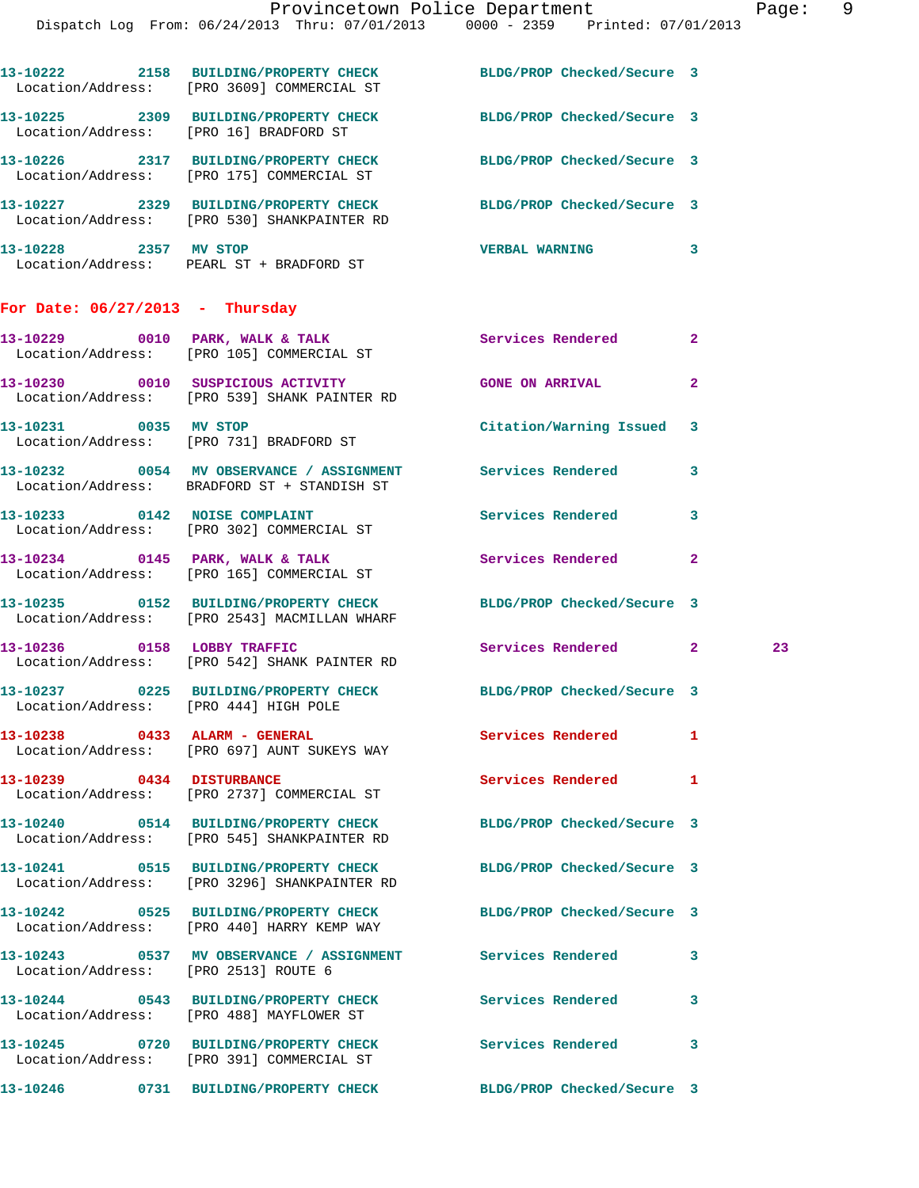13-10222 2158 BUILDING/PROPERTY CHECK BLDG/PROP Checked/Secure 3
Location/Address: [PRO 3609] COMMERCIAL ST

13-10225 2309 BUILDING/PROPERTY CHECK BLDG/PROP Checked/Secure 3
Location/Address: [PRO 16] BRADFORD ST

13-10226 2317 BUILDING/PROPERTY CHECK BLDG/PROP Checked/Secure 3
Location/Address: [PRO 175] COMMERCIAL ST

13-10227 2329 BUILDING/PROPERTY CHECK BLDG/PROP Checked/Secure 3
Location/Address: [PRO 530] SHANKPAINTER RD

13-10228 2357 MV STOP VERBAL WARNING 3
Location/Address: PEARL ST + BRADFORD ST

## For Date: 06/27/2013 - Thursday

13-10229 0010 PARK, WALK & TALK Services Rendered 2
Location/Address: [PRO 105] COMMERCIAL ST

13-10230 0010 SUSPICIOUS ACTIVITY GONE ON ARRIVAL 2
Location/Address: [PRO 539] SHANK PAINTER RD

13-10231 0035 MV STOP Citation/Warning Issued 3
Location/Address: [PRO 731] BRADFORD ST

13-10232 0054 MV OBSERVANCE / ASSIGNMENT Services Rendered 3
Location/Address: BRADFORD ST + STANDISH ST

13-10233 0142 NOISE COMPLAINT Services Rendered 3
Location/Address: [PRO 302] COMMERCIAL ST

13-10234 0145 PARK, WALK & TALK Services Rendered 2
Location/Address: [PRO 165] COMMERCIAL ST

13-10235 0152 BUILDING/PROPERTY CHECK BLDG/PROP Checked/Secure 3
Location/Address: [PRO 2543] MACMILLAN WHARF

13-10236 0158 LOBBY TRAFFIC Services Rendered 2 23
Location/Address: [PRO 542] SHANK PAINTER RD

13-10237 0225 BUILDING/PROPERTY CHECK BLDG/PROP Checked/Secure 3
Location/Address: [PRO 444] HIGH POLE

13-10238 0433 ALARM - GENERAL Services Rendered 1
Location/Address: [PRO 697] AUNT SUKEYS WAY

13-10239 0434 DISTURBANCE Services Rendered 1
Location/Address: [PRO 2737] COMMERCIAL ST

13-10240 0514 BUILDING/PROPERTY CHECK BLDG/PROP Checked/Secure 3
Location/Address: [PRO 545] SHANKPAINTER RD

13-10241 0515 BUILDING/PROPERTY CHECK BLDG/PROP Checked/Secure 3
Location/Address: [PRO 3296] SHANKPAINTER RD

13-10242 0525 BUILDING/PROPERTY CHECK BLDG/PROP Checked/Secure 3
Location/Address: [PRO 440] HARRY KEMP WAY

13-10243 0537 MV OBSERVANCE / ASSIGNMENT Services Rendered 3
Location/Address: [PRO 2513] ROUTE 6

13-10244 0543 BUILDING/PROPERTY CHECK Services Rendered 3
Location/Address: [PRO 488] MAYFLOWER ST

13-10245 0720 BUILDING/PROPERTY CHECK Services Rendered 3
Location/Address: [PRO 391] COMMERCIAL ST

13-10246 0731 BUILDING/PROPERTY CHECK BLDG/PROP Checked/Secure 3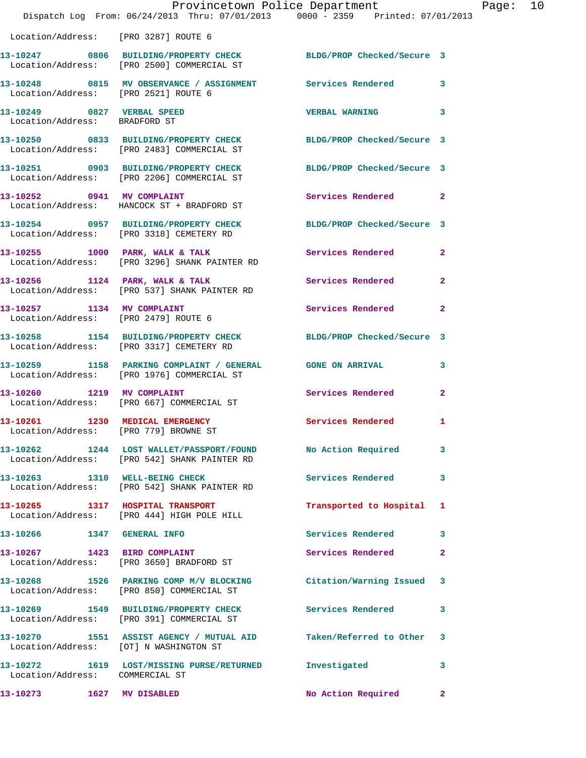Location/Address: [PRO 3287] ROUTE 6

**13-10247** 0806 BUILDING/PROPERTY CHECK — BLDG/PROP Checked/Secure 3
Location/Address: [PRO 2500] COMMERCIAL ST

**13-10248** 0815 MV OBSERVANCE / ASSIGNMENT — Services Rendered 3
Location/Address: [PRO 2521] ROUTE 6

**13-10249** 0827 VERBAL SPEED — VERBAL WARNING 3
Location/Address: BRADFORD ST

**13-10250** 0833 BUILDING/PROPERTY CHECK — BLDG/PROP Checked/Secure 3
Location/Address: [PRO 2483] COMMERCIAL ST

**13-10251** 0903 BUILDING/PROPERTY CHECK — BLDG/PROP Checked/Secure 3
Location/Address: [PRO 2206] COMMERCIAL ST

**13-10252** 0941 MV COMPLAINT — Services Rendered 2
Location/Address: HANCOCK ST + BRADFORD ST

**13-10254** 0957 BUILDING/PROPERTY CHECK — BLDG/PROP Checked/Secure 3
Location/Address: [PRO 3318] CEMETERY RD

**13-10255** 1000 PARK, WALK & TALK — Services Rendered 2
Location/Address: [PRO 3296] SHANK PAINTER RD

**13-10256** 1124 PARK, WALK & TALK — Services Rendered 2
Location/Address: [PRO 537] SHANK PAINTER RD

**13-10257** 1134 MV COMPLAINT — Services Rendered 2
Location/Address: [PRO 2479] ROUTE 6

**13-10258** 1154 BUILDING/PROPERTY CHECK — BLDG/PROP Checked/Secure 3
Location/Address: [PRO 3317] CEMETERY RD

**13-10259** 1158 PARKING COMPLAINT / GENERAL — GONE ON ARRIVAL 3
Location/Address: [PRO 1976] COMMERCIAL ST

**13-10260** 1219 MV COMPLAINT — Services Rendered 2
Location/Address: [PRO 667] COMMERCIAL ST

**13-10261** 1230 MEDICAL EMERGENCY — Services Rendered 1
Location/Address: [PRO 779] BROWNE ST

**13-10262** 1244 LOST WALLET/PASSPORT/FOUND — No Action Required 3
Location/Address: [PRO 542] SHANK PAINTER RD

**13-10263** 1310 WELL-BEING CHECK — Services Rendered 3
Location/Address: [PRO 542] SHANK PAINTER RD

**13-10265** 1317 HOSPITAL TRANSPORT — Transported to Hospital 1
Location/Address: [PRO 444] HIGH POLE HILL

**13-10266** 1347 GENERAL INFO — Services Rendered 3

**13-10267** 1423 BIRD COMPLAINT — Services Rendered 2
Location/Address: [PRO 3650] BRADFORD ST

**13-10268** 1526 PARKING COMP M/V BLOCKING — Citation/Warning Issued 3
Location/Address: [PRO 850] COMMERCIAL ST

**13-10269** 1549 BUILDING/PROPERTY CHECK — Services Rendered 3
Location/Address: [PRO 391] COMMERCIAL ST

**13-10270** 1551 ASSIST AGENCY / MUTUAL AID — Taken/Referred to Other 3
Location/Address: [OT] N WASHINGTON ST

**13-10272** 1619 LOST/MISSING PURSE/RETURNED — Investigated 3
Location/Address: COMMERCIAL ST

**13-10273** 1627 MV DISABLED — No Action Required 2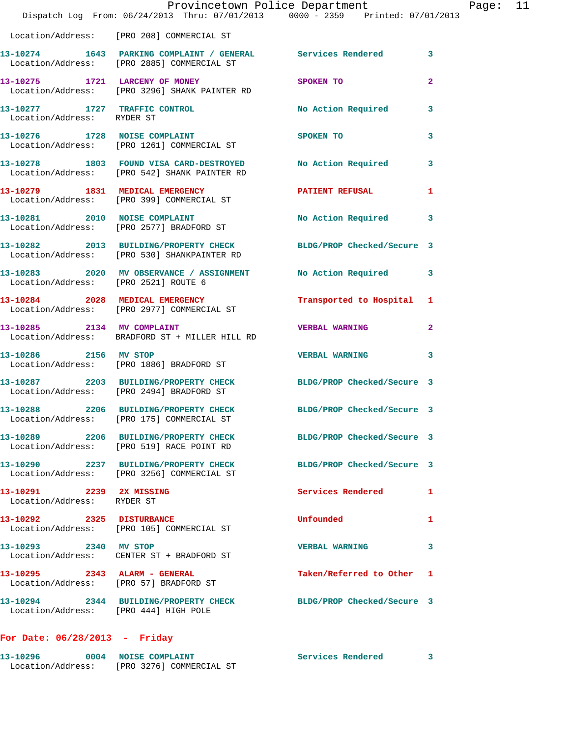Location/Address: [PRO 208] COMMERCIAL ST

13-10274 1643 PARKING COMPLAINT / GENERAL Services Rendered 3
Location/Address: [PRO 2885] COMMERCIAL ST

13-10275 1721 LARCENY OF MONEY SPOKEN TO 2
Location/Address: [PRO 3296] SHANK PAINTER RD

13-10277 1727 TRAFFIC CONTROL No Action Required 3
Location/Address: RYDER ST

13-10276 1728 NOISE COMPLAINT SPOKEN TO 3
Location/Address: [PRO 1261] COMMERCIAL ST

13-10278 1803 FOUND VISA CARD-DESTROYED No Action Required 3
Location/Address: [PRO 542] SHANK PAINTER RD

13-10279 1831 MEDICAL EMERGENCY PATIENT REFUSAL 1
Location/Address: [PRO 399] COMMERCIAL ST

13-10281 2010 NOISE COMPLAINT No Action Required 3
Location/Address: [PRO 2577] BRADFORD ST

13-10282 2013 BUILDING/PROPERTY CHECK BLDG/PROP Checked/Secure 3
Location/Address: [PRO 530] SHANKPAINTER RD

13-10283 2020 MV OBSERVANCE / ASSIGNMENT No Action Required 3
Location/Address: [PRO 2521] ROUTE 6

13-10284 2028 MEDICAL EMERGENCY Transported to Hospital 1
Location/Address: [PRO 2977] COMMERCIAL ST

13-10285 2134 MV COMPLAINT VERBAL WARNING 2
Location/Address: BRADFORD ST + MILLER HILL RD

13-10286 2156 MV STOP VERBAL WARNING 3
Location/Address: [PRO 1886] BRADFORD ST

13-10287 2203 BUILDING/PROPERTY CHECK BLDG/PROP Checked/Secure 3
Location/Address: [PRO 2494] BRADFORD ST

13-10288 2206 BUILDING/PROPERTY CHECK BLDG/PROP Checked/Secure 3
Location/Address: [PRO 175] COMMERCIAL ST

13-10289 2206 BUILDING/PROPERTY CHECK BLDG/PROP Checked/Secure 3
Location/Address: [PRO 519] RACE POINT RD

13-10290 2237 BUILDING/PROPERTY CHECK BLDG/PROP Checked/Secure 3
Location/Address: [PRO 3256] COMMERCIAL ST

13-10291 2239 2X MISSING Services Rendered 1
Location/Address: RYDER ST

13-10292 2325 DISTURBANCE Unfounded 1
Location/Address: [PRO 105] COMMERCIAL ST

13-10293 2340 MV STOP VERBAL WARNING 3
Location/Address: CENTER ST + BRADFORD ST

13-10295 2343 ALARM - GENERAL Taken/Referred to Other 1
Location/Address: [PRO 57] BRADFORD ST

13-10294 2344 BUILDING/PROPERTY CHECK BLDG/PROP Checked/Secure 3
Location/Address: [PRO 444] HIGH POLE

**For Date: 06/28/2013 - Friday**

13-10296 0004 NOISE COMPLAINT Services Rendered 3
Location/Address: [PRO 3276] COMMERCIAL ST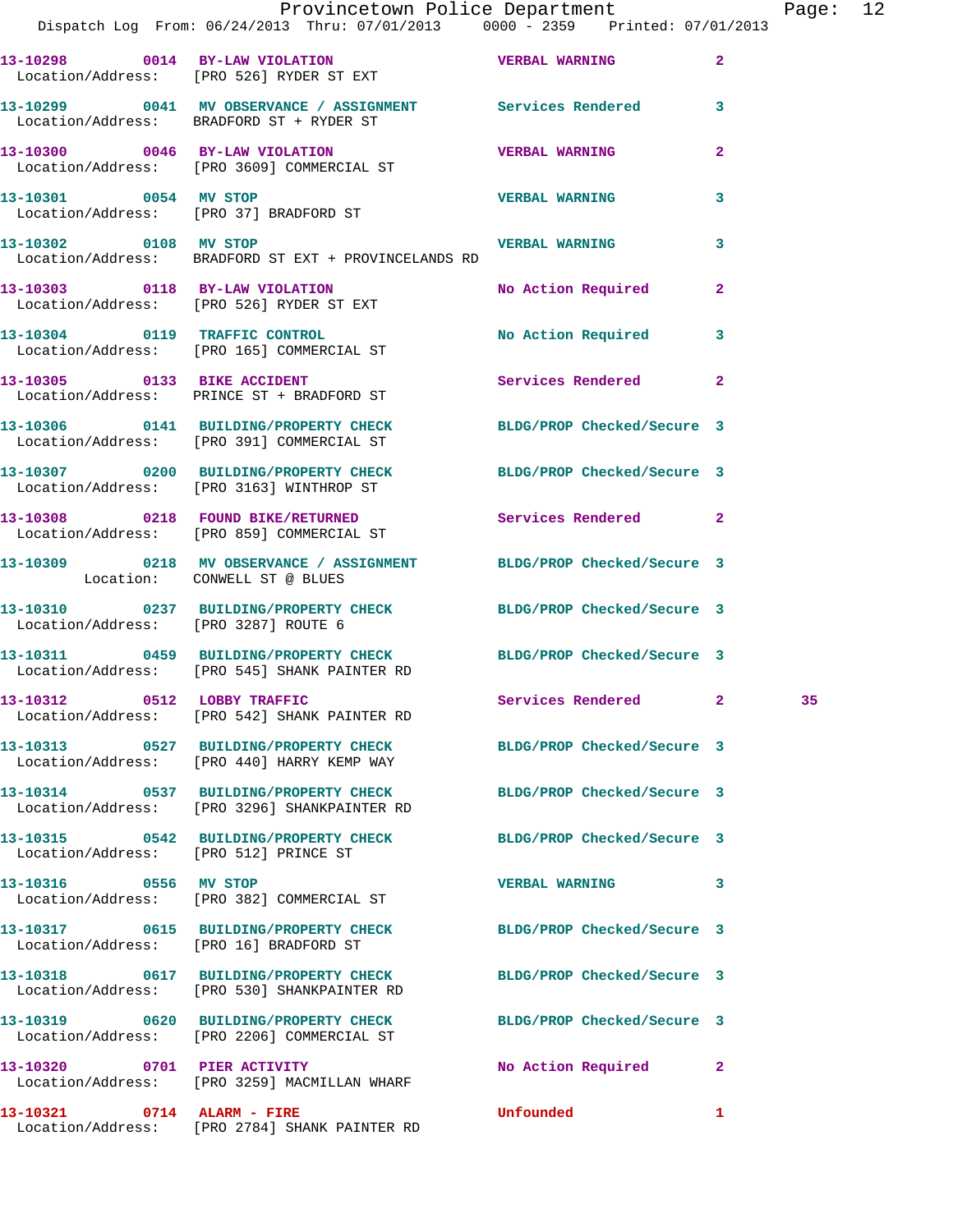| Call # | Time | Call Reason | Action | Priority | |
|---|---|---|---|---|---|
| 13-10298 | 0014 | BY-LAW VIOLATION | VERBAL WARNING | 2 | |
| Location/Address: | | [PRO 526] RYDER ST EXT | | | |
| 13-10299 | 0041 | MV OBSERVANCE / ASSIGNMENT | Services Rendered | 3 | |
| Location/Address: | | BRADFORD ST + RYDER ST | | | |
| 13-10300 | 0046 | BY-LAW VIOLATION | VERBAL WARNING | 2 | |
| Location/Address: | | [PRO 3609] COMMERCIAL ST | | | |
| 13-10301 | 0054 | MV STOP | VERBAL WARNING | 3 | |
| Location/Address: | | [PRO 37] BRADFORD ST | | | |
| 13-10302 | 0108 | MV STOP | VERBAL WARNING | 3 | |
| Location/Address: | | BRADFORD ST EXT + PROVINCELANDS RD | | | |
| 13-10303 | 0118 | BY-LAW VIOLATION | No Action Required | 2 | |
| Location/Address: | | [PRO 526] RYDER ST EXT | | | |
| 13-10304 | 0119 | TRAFFIC CONTROL | No Action Required | 3 | |
| Location/Address: | | [PRO 165] COMMERCIAL ST | | | |
| 13-10305 | 0133 | BIKE ACCIDENT | Services Rendered | 2 | |
| Location/Address: | | PRINCE ST + BRADFORD ST | | | |
| 13-10306 | 0141 | BUILDING/PROPERTY CHECK | BLDG/PROP Checked/Secure | 3 | |
| Location/Address: | | [PRO 391] COMMERCIAL ST | | | |
| 13-10307 | 0200 | BUILDING/PROPERTY CHECK | BLDG/PROP Checked/Secure | 3 | |
| Location/Address: | | [PRO 3163] WINTHROP ST | | | |
| 13-10308 | 0218 | FOUND BIKE/RETURNED | Services Rendered | 2 | |
| Location/Address: | | [PRO 859] COMMERCIAL ST | | | |
| 13-10309 | 0218 | MV OBSERVANCE / ASSIGNMENT | BLDG/PROP Checked/Secure | 3 | |
| Location: | | CONWELL ST @ BLUES | | | |
| 13-10310 | 0237 | BUILDING/PROPERTY CHECK | BLDG/PROP Checked/Secure | 3 | |
| Location/Address: | | [PRO 3287] ROUTE 6 | | | |
| 13-10311 | 0459 | BUILDING/PROPERTY CHECK | BLDG/PROP Checked/Secure | 3 | |
| Location/Address: | | [PRO 545] SHANK PAINTER RD | | | |
| 13-10312 | 0512 | LOBBY TRAFFIC | Services Rendered | 2 | 35 |
| Location/Address: | | [PRO 542] SHANK PAINTER RD | | | |
| 13-10313 | 0527 | BUILDING/PROPERTY CHECK | BLDG/PROP Checked/Secure | 3 | |
| Location/Address: | | [PRO 440] HARRY KEMP WAY | | | |
| 13-10314 | 0537 | BUILDING/PROPERTY CHECK | BLDG/PROP Checked/Secure | 3 | |
| Location/Address: | | [PRO 3296] SHANKPAINTER RD | | | |
| 13-10315 | 0542 | BUILDING/PROPERTY CHECK | BLDG/PROP Checked/Secure | 3 | |
| Location/Address: | | [PRO 512] PRINCE ST | | | |
| 13-10316 | 0556 | MV STOP | VERBAL WARNING | 3 | |
| Location/Address: | | [PRO 382] COMMERCIAL ST | | | |
| 13-10317 | 0615 | BUILDING/PROPERTY CHECK | BLDG/PROP Checked/Secure | 3 | |
| Location/Address: | | [PRO 16] BRADFORD ST | | | |
| 13-10318 | 0617 | BUILDING/PROPERTY CHECK | BLDG/PROP Checked/Secure | 3 | |
| Location/Address: | | [PRO 530] SHANKPAINTER RD | | | |
| 13-10319 | 0620 | BUILDING/PROPERTY CHECK | BLDG/PROP Checked/Secure | 3 | |
| Location/Address: | | [PRO 2206] COMMERCIAL ST | | | |
| 13-10320 | 0701 | PIER ACTIVITY | No Action Required | 2 | |
| Location/Address: | | [PRO 3259] MACMILLAN WHARF | | | |
| 13-10321 | 0714 | ALARM - FIRE | Unfounded | 1 | |
| Location/Address: | | [PRO 2784] SHANK PAINTER RD | | | |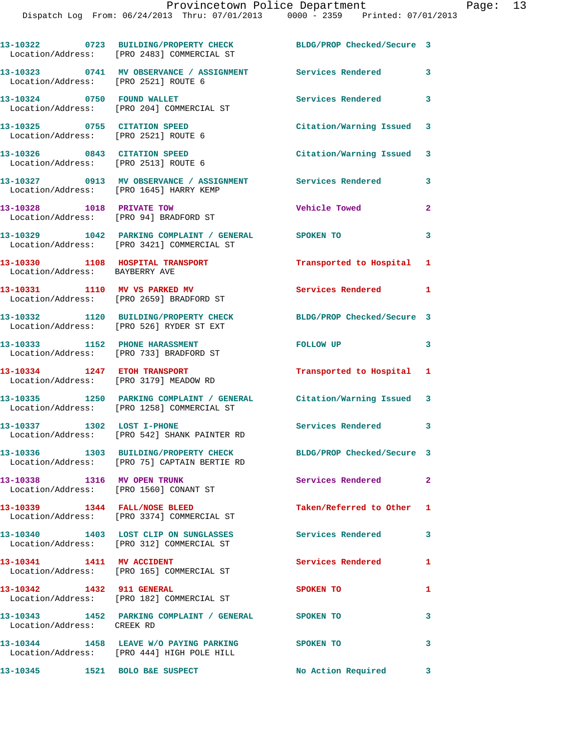13-10322 0723 BUILDING/PROPERTY CHECK BLDG/PROP Checked/Secure 3
Location/Address: [PRO 2483] COMMERCIAL ST

13-10323 0741 MV OBSERVANCE / ASSIGNMENT Services Rendered 3
Location/Address: [PRO 2521] ROUTE 6

13-10324 0750 FOUND WALLET Services Rendered 3
Location/Address: [PRO 204] COMMERCIAL ST

13-10325 0755 CITATION SPEED Citation/Warning Issued 3
Location/Address: [PRO 2521] ROUTE 6

13-10326 0843 CITATION SPEED Citation/Warning Issued 3
Location/Address: [PRO 2513] ROUTE 6

13-10327 0913 MV OBSERVANCE / ASSIGNMENT Services Rendered 3
Location/Address: [PRO 1645] HARRY KEMP

13-10328 1018 PRIVATE TOW Vehicle Towed 2
Location/Address: [PRO 94] BRADFORD ST

13-10329 1042 PARKING COMPLAINT / GENERAL SPOKEN TO 3
Location/Address: [PRO 3421] COMMERCIAL ST

13-10330 1108 HOSPITAL TRANSPORT Transported to Hospital 1
Location/Address: BAYBERRY AVE

13-10331 1110 MV VS PARKED MV Services Rendered 1
Location/Address: [PRO 2659] BRADFORD ST

13-10332 1120 BUILDING/PROPERTY CHECK BLDG/PROP Checked/Secure 3
Location/Address: [PRO 526] RYDER ST EXT

13-10333 1152 PHONE HARASSMENT FOLLOW UP 3
Location/Address: [PRO 733] BRADFORD ST

13-10334 1247 ETOH TRANSPORT Transported to Hospital 1
Location/Address: [PRO 3179] MEADOW RD

13-10335 1250 PARKING COMPLAINT / GENERAL Citation/Warning Issued 3
Location/Address: [PRO 1258] COMMERCIAL ST

13-10337 1302 LOST I-PHONE Services Rendered 3
Location/Address: [PRO 542] SHANK PAINTER RD

13-10336 1303 BUILDING/PROPERTY CHECK BLDG/PROP Checked/Secure 3
Location/Address: [PRO 75] CAPTAIN BERTIE RD

13-10338 1316 MV OPEN TRUNK Services Rendered 2
Location/Address: [PRO 1560] CONANT ST

13-10339 1344 FALL/NOSE BLEED Taken/Referred to Other 1
Location/Address: [PRO 3374] COMMERCIAL ST

13-10340 1403 LOST CLIP ON SUNGLASSES Services Rendered 3
Location/Address: [PRO 312] COMMERCIAL ST

13-10341 1411 MV ACCIDENT Services Rendered 1
Location/Address: [PRO 165] COMMERCIAL ST

13-10342 1432 911 GENERAL SPOKEN TO 1
Location/Address: [PRO 182] COMMERCIAL ST

13-10343 1452 PARKING COMPLAINT / GENERAL SPOKEN TO 3
Location/Address: CREEK RD

13-10344 1458 LEAVE W/O PAYING PARKING SPOKEN TO 3
Location/Address: [PRO 444] HIGH POLE HILL

13-10345 1521 BOLO B&E SUSPECT No Action Required 3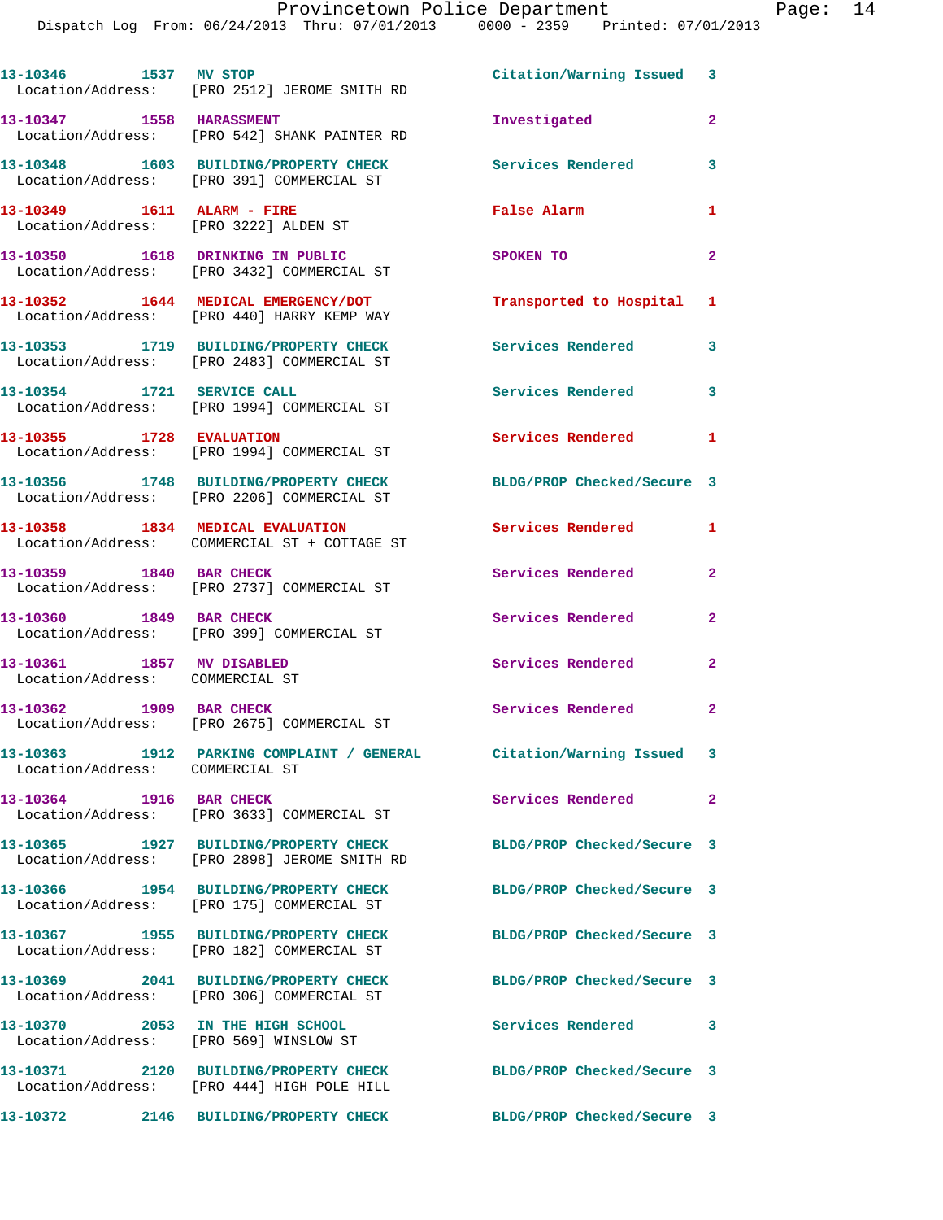| Call # | Time | Call Reason | Action | Priority |
|---|---|---|---|---|
| 13-10346 | 1537 | MV STOP | Citation/Warning Issued | 3 |
| Location/Address: | | [PRO 2512] JEROME SMITH RD | | |
| 13-10347 | 1558 | HARASSMENT | Investigated | 2 |
| Location/Address: | | [PRO 542] SHANK PAINTER RD | | |
| 13-10348 | 1603 | BUILDING/PROPERTY CHECK | Services Rendered | 3 |
| Location/Address: | | [PRO 391] COMMERCIAL ST | | |
| 13-10349 | 1611 | ALARM - FIRE | False Alarm | 1 |
| Location/Address: | | [PRO 3222] ALDEN ST | | |
| 13-10350 | 1618 | DRINKING IN PUBLIC | SPOKEN TO | 2 |
| Location/Address: | | [PRO 3432] COMMERCIAL ST | | |
| 13-10352 | 1644 | MEDICAL EMERGENCY/DOT | Transported to Hospital | 1 |
| Location/Address: | | [PRO 440] HARRY KEMP WAY | | |
| 13-10353 | 1719 | BUILDING/PROPERTY CHECK | Services Rendered | 3 |
| Location/Address: | | [PRO 2483] COMMERCIAL ST | | |
| 13-10354 | 1721 | SERVICE CALL | Services Rendered | 3 |
| Location/Address: | | [PRO 1994] COMMERCIAL ST | | |
| 13-10355 | 1728 | EVALUATION | Services Rendered | 1 |
| Location/Address: | | [PRO 1994] COMMERCIAL ST | | |
| 13-10356 | 1748 | BUILDING/PROPERTY CHECK | BLDG/PROP Checked/Secure | 3 |
| Location/Address: | | [PRO 2206] COMMERCIAL ST | | |
| 13-10358 | 1834 | MEDICAL EVALUATION | Services Rendered | 1 |
| Location/Address: | | COMMERCIAL ST + COTTAGE ST | | |
| 13-10359 | 1840 | BAR CHECK | Services Rendered | 2 |
| Location/Address: | | [PRO 2737] COMMERCIAL ST | | |
| 13-10360 | 1849 | BAR CHECK | Services Rendered | 2 |
| Location/Address: | | [PRO 399] COMMERCIAL ST | | |
| 13-10361 | 1857 | MV DISABLED | Services Rendered | 2 |
| Location/Address: | | COMMERCIAL ST | | |
| 13-10362 | 1909 | BAR CHECK | Services Rendered | 2 |
| Location/Address: | | [PRO 2675] COMMERCIAL ST | | |
| 13-10363 | 1912 | PARKING COMPLAINT / GENERAL | Citation/Warning Issued | 3 |
| Location/Address: | | COMMERCIAL ST | | |
| 13-10364 | 1916 | BAR CHECK | Services Rendered | 2 |
| Location/Address: | | [PRO 3633] COMMERCIAL ST | | |
| 13-10365 | 1927 | BUILDING/PROPERTY CHECK | BLDG/PROP Checked/Secure | 3 |
| Location/Address: | | [PRO 2898] JEROME SMITH RD | | |
| 13-10366 | 1954 | BUILDING/PROPERTY CHECK | BLDG/PROP Checked/Secure | 3 |
| Location/Address: | | [PRO 175] COMMERCIAL ST | | |
| 13-10367 | 1955 | BUILDING/PROPERTY CHECK | BLDG/PROP Checked/Secure | 3 |
| Location/Address: | | [PRO 182] COMMERCIAL ST | | |
| 13-10369 | 2041 | BUILDING/PROPERTY CHECK | BLDG/PROP Checked/Secure | 3 |
| Location/Address: | | [PRO 306] COMMERCIAL ST | | |
| 13-10370 | 2053 | IN THE HIGH SCHOOL | Services Rendered | 3 |
| Location/Address: | | [PRO 569] WINSLOW ST | | |
| 13-10371 | 2120 | BUILDING/PROPERTY CHECK | BLDG/PROP Checked/Secure | 3 |
| Location/Address: | | [PRO 444] HIGH POLE HILL | | |
| 13-10372 | 2146 | BUILDING/PROPERTY CHECK | BLDG/PROP Checked/Secure | 3 |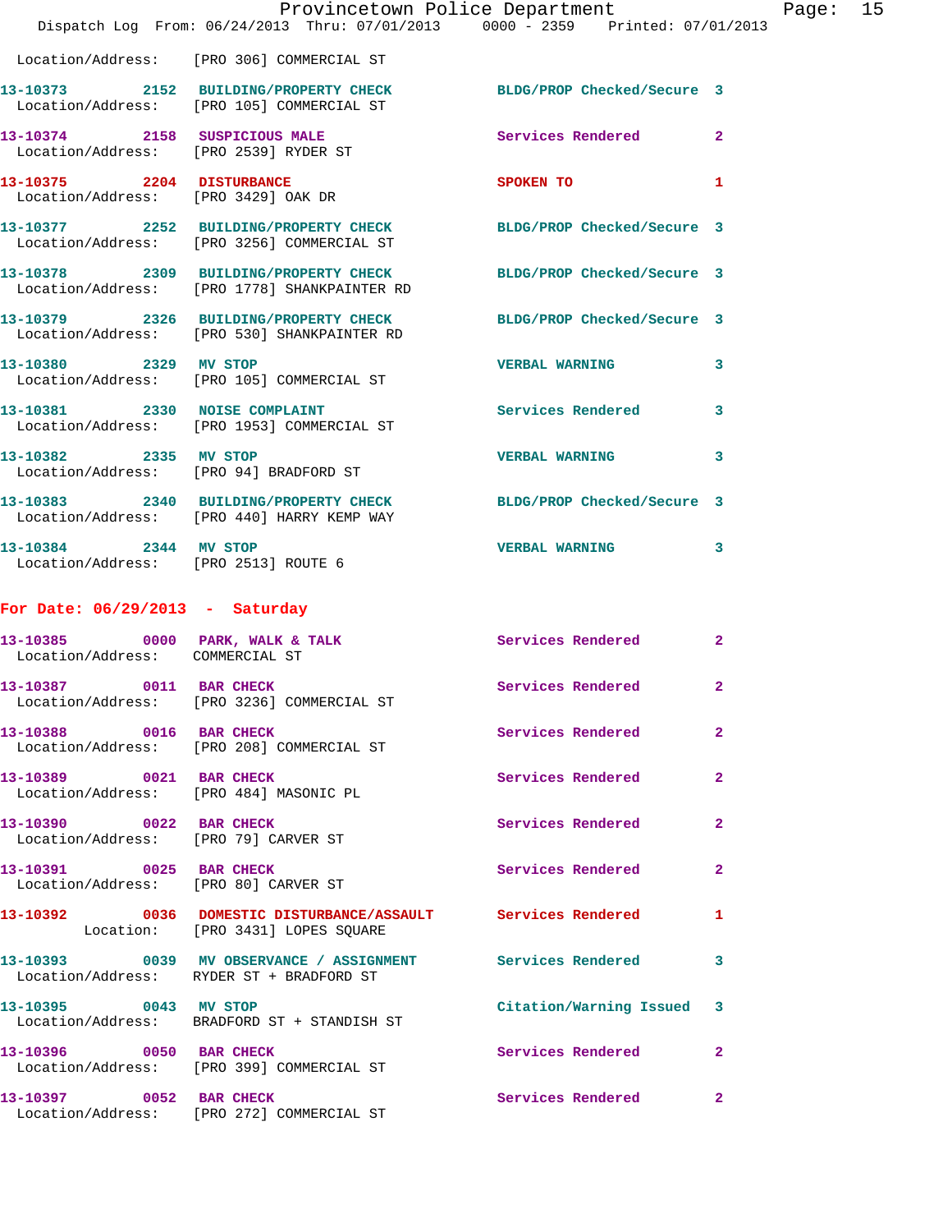Location/Address: [PRO 306] COMMERCIAL ST

| Call # | Time | Call Reason | Action | Priority |
|---|---|---|---|---|
| 13-10373 | 2152 | BUILDING/PROPERTY CHECK | BLDG/PROP Checked/Secure | 3 |
| | | Location/Address: [PRO 105] COMMERCIAL ST | | |
| 13-10374 | 2158 | SUSPICIOUS MALE | Services Rendered | 2 |
| | | Location/Address: [PRO 2539] RYDER ST | | |
| 13-10375 | 2204 | DISTURBANCE | SPOKEN TO | 1 |
| | | Location/Address: [PRO 3429] OAK DR | | |
| 13-10377 | 2252 | BUILDING/PROPERTY CHECK | BLDG/PROP Checked/Secure | 3 |
| | | Location/Address: [PRO 3256] COMMERCIAL ST | | |
| 13-10378 | 2309 | BUILDING/PROPERTY CHECK | BLDG/PROP Checked/Secure | 3 |
| | | Location/Address: [PRO 1778] SHANKPAINTER RD | | |
| 13-10379 | 2326 | BUILDING/PROPERTY CHECK | BLDG/PROP Checked/Secure | 3 |
| | | Location/Address: [PRO 530] SHANKPAINTER RD | | |
| 13-10380 | 2329 | MV STOP | VERBAL WARNING | 3 |
| | | Location/Address: [PRO 105] COMMERCIAL ST | | |
| 13-10381 | 2330 | NOISE COMPLAINT | Services Rendered | 3 |
| | | Location/Address: [PRO 1953] COMMERCIAL ST | | |
| 13-10382 | 2335 | MV STOP | VERBAL WARNING | 3 |
| | | Location/Address: [PRO 94] BRADFORD ST | | |
| 13-10383 | 2340 | BUILDING/PROPERTY CHECK | BLDG/PROP Checked/Secure | 3 |
| | | Location/Address: [PRO 440] HARRY KEMP WAY | | |
| 13-10384 | 2344 | MV STOP | VERBAL WARNING | 3 |
| | | Location/Address: [PRO 2513] ROUTE 6 | | |

## For Date: 06/29/2013 - Saturday

| Call # | Time | Call Reason | Action | Priority |
|---|---|---|---|---|
| 13-10385 | 0000 | PARK, WALK & TALK | Services Rendered | 2 |
| | | Location/Address: COMMERCIAL ST | | |
| 13-10387 | 0011 | BAR CHECK | Services Rendered | 2 |
| | | Location/Address: [PRO 3236] COMMERCIAL ST | | |
| 13-10388 | 0016 | BAR CHECK | Services Rendered | 2 |
| | | Location/Address: [PRO 208] COMMERCIAL ST | | |
| 13-10389 | 0021 | BAR CHECK | Services Rendered | 2 |
| | | Location/Address: [PRO 484] MASONIC PL | | |
| 13-10390 | 0022 | BAR CHECK | Services Rendered | 2 |
| | | Location/Address: [PRO 79] CARVER ST | | |
| 13-10391 | 0025 | BAR CHECK | Services Rendered | 2 |
| | | Location/Address: [PRO 80] CARVER ST | | |
| 13-10392 | 0036 | DOMESTIC DISTURBANCE/ASSAULT | Services Rendered | 1 |
| | | Location: [PRO 3431] LOPES SQUARE | | |
| 13-10393 | 0039 | MV OBSERVANCE / ASSIGNMENT | Services Rendered | 3 |
| | | Location/Address: RYDER ST + BRADFORD ST | | |
| 13-10395 | 0043 | MV STOP | Citation/Warning Issued | 3 |
| | | Location/Address: BRADFORD ST + STANDISH ST | | |
| 13-10396 | 0050 | BAR CHECK | Services Rendered | 2 |
| | | Location/Address: [PRO 399] COMMERCIAL ST | | |
| 13-10397 | 0052 | BAR CHECK | Services Rendered | 2 |
| | | Location/Address: [PRO 272] COMMERCIAL ST | | |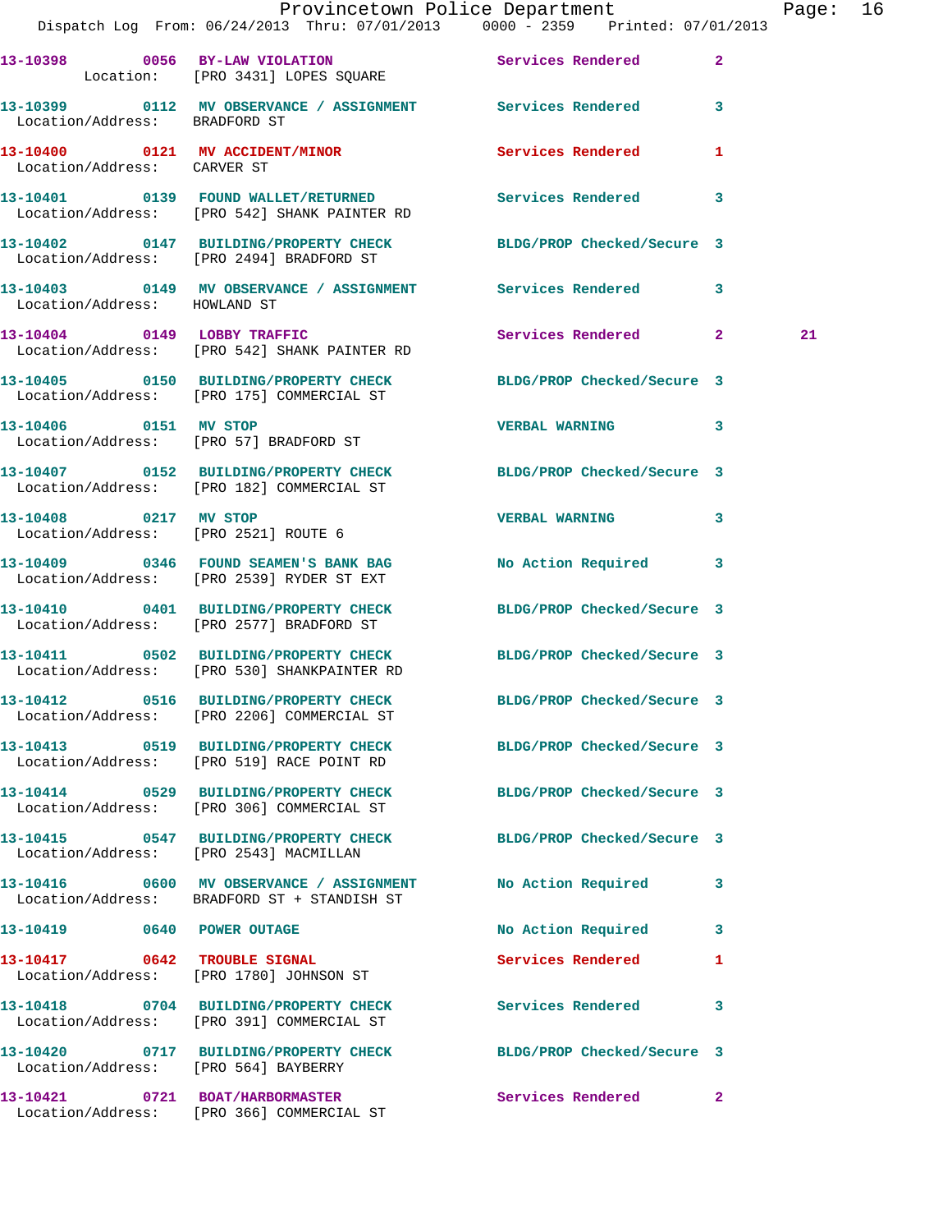13-10398 0056 BY-LAW VIOLATION Services Rendered 2
Location: [PRO 3431] LOPES SQUARE

13-10399 0112 MV OBSERVANCE / ASSIGNMENT Services Rendered 3
Location/Address: BRADFORD ST

13-10400 0121 MV ACCIDENT/MINOR Services Rendered 1
Location/Address: CARVER ST

13-10401 0139 FOUND WALLET/RETURNED Services Rendered 3
Location/Address: [PRO 542] SHANK PAINTER RD

13-10402 0147 BUILDING/PROPERTY CHECK BLDG/PROP Checked/Secure 3
Location/Address: [PRO 2494] BRADFORD ST

13-10403 0149 MV OBSERVANCE / ASSIGNMENT Services Rendered 3
Location/Address: HOWLAND ST

13-10404 0149 LOBBY TRAFFIC Services Rendered 2 21
Location/Address: [PRO 542] SHANK PAINTER RD

13-10405 0150 BUILDING/PROPERTY CHECK BLDG/PROP Checked/Secure 3
Location/Address: [PRO 175] COMMERCIAL ST

13-10406 0151 MV STOP VERBAL WARNING 3
Location/Address: [PRO 57] BRADFORD ST

13-10407 0152 BUILDING/PROPERTY CHECK BLDG/PROP Checked/Secure 3
Location/Address: [PRO 182] COMMERCIAL ST

13-10408 0217 MV STOP VERBAL WARNING 3
Location/Address: [PRO 2521] ROUTE 6

13-10409 0346 FOUND SEAMEN'S BANK BAG No Action Required 3
Location/Address: [PRO 2539] RYDER ST EXT

13-10410 0401 BUILDING/PROPERTY CHECK BLDG/PROP Checked/Secure 3
Location/Address: [PRO 2577] BRADFORD ST

13-10411 0502 BUILDING/PROPERTY CHECK BLDG/PROP Checked/Secure 3
Location/Address: [PRO 530] SHANKPAINTER RD

13-10412 0516 BUILDING/PROPERTY CHECK BLDG/PROP Checked/Secure 3
Location/Address: [PRO 2206] COMMERCIAL ST

13-10413 0519 BUILDING/PROPERTY CHECK BLDG/PROP Checked/Secure 3
Location/Address: [PRO 519] RACE POINT RD

13-10414 0529 BUILDING/PROPERTY CHECK BLDG/PROP Checked/Secure 3
Location/Address: [PRO 306] COMMERCIAL ST

13-10415 0547 BUILDING/PROPERTY CHECK BLDG/PROP Checked/Secure 3
Location/Address: [PRO 2543] MACMILLAN

13-10416 0600 MV OBSERVANCE / ASSIGNMENT No Action Required 3
Location/Address: BRADFORD ST + STANDISH ST

13-10419 0640 POWER OUTAGE No Action Required 3

13-10417 0642 TROUBLE SIGNAL Services Rendered 1
Location/Address: [PRO 1780] JOHNSON ST

13-10418 0704 BUILDING/PROPERTY CHECK Services Rendered 3
Location/Address: [PRO 391] COMMERCIAL ST

13-10420 0717 BUILDING/PROPERTY CHECK BLDG/PROP Checked/Secure 3
Location/Address: [PRO 564] BAYBERRY

13-10421 0721 BOAT/HARBORMASTER Services Rendered 2
Location/Address: [PRO 366] COMMERCIAL ST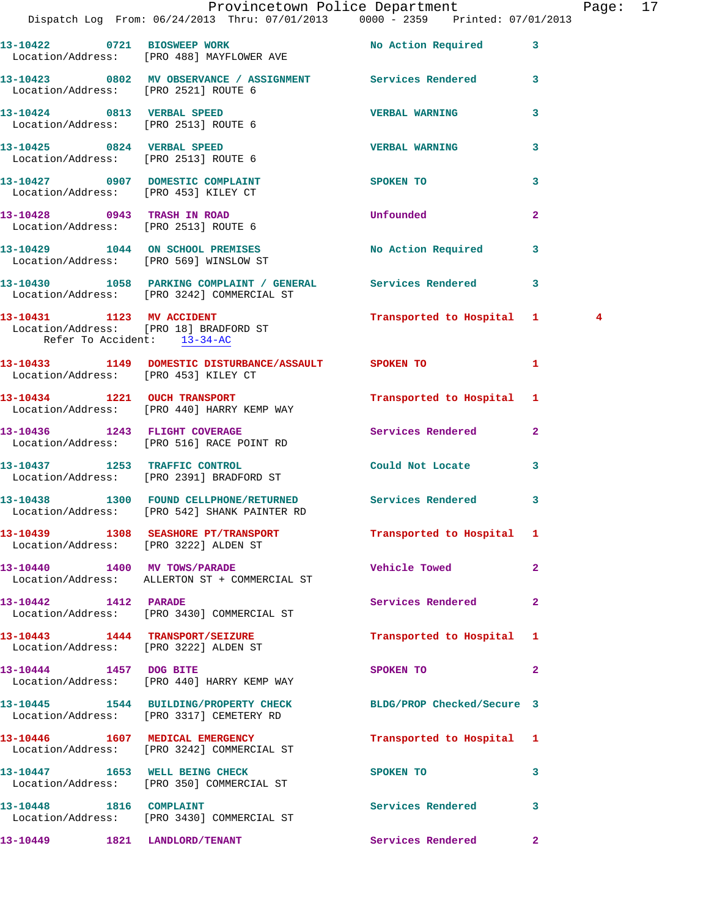13-10422 0721 BIOSWEEP WORK No Action Required 3
Location/Address: [PRO 488] MAYFLOWER AVE

13-10423 0802 MV OBSERVANCE / ASSIGNMENT Services Rendered 3
Location/Address: [PRO 2521] ROUTE 6

13-10424 0813 VERBAL SPEED VERBAL WARNING 3
Location/Address: [PRO 2513] ROUTE 6

13-10425 0824 VERBAL SPEED VERBAL WARNING 3
Location/Address: [PRO 2513] ROUTE 6

13-10427 0907 DOMESTIC COMPLAINT SPOKEN TO 3
Location/Address: [PRO 453] KILEY CT

13-10428 0943 TRASH IN ROAD Unfounded 2
Location/Address: [PRO 2513] ROUTE 6

13-10429 1044 ON SCHOOL PREMISES No Action Required 3
Location/Address: [PRO 569] WINSLOW ST

13-10430 1058 PARKING COMPLAINT / GENERAL Services Rendered 3
Location/Address: [PRO 3242] COMMERCIAL ST

13-10431 1123 MV ACCIDENT Transported to Hospital 1 4
Location/Address: [PRO 18] BRADFORD ST
Refer To Accident: 13-34-AC

13-10433 1149 DOMESTIC DISTURBANCE/ASSAULT SPOKEN TO 1
Location/Address: [PRO 453] KILEY CT

13-10434 1221 OUCH TRANSPORT Transported to Hospital 1
Location/Address: [PRO 440] HARRY KEMP WAY

13-10436 1243 FLIGHT COVERAGE Services Rendered 2
Location/Address: [PRO 516] RACE POINT RD

13-10437 1253 TRAFFIC CONTROL Could Not Locate 3
Location/Address: [PRO 2391] BRADFORD ST

13-10438 1300 FOUND CELLPHONE/RETURNED Services Rendered 3
Location/Address: [PRO 542] SHANK PAINTER RD

13-10439 1308 SEASHORE PT/TRANSPORT Transported to Hospital 1
Location/Address: [PRO 3222] ALDEN ST

13-10440 1400 MV TOWS/PARADE Vehicle Towed 2
Location/Address: ALLERTON ST + COMMERCIAL ST

13-10442 1412 PARADE Services Rendered 2
Location/Address: [PRO 3430] COMMERCIAL ST

13-10443 1444 TRANSPORT/SEIZURE Transported to Hospital 1
Location/Address: [PRO 3222] ALDEN ST

13-10444 1457 DOG BITE SPOKEN TO 2
Location/Address: [PRO 440] HARRY KEMP WAY

13-10445 1544 BUILDING/PROPERTY CHECK BLDG/PROP Checked/Secure 3
Location/Address: [PRO 3317] CEMETERY RD

13-10446 1607 MEDICAL EMERGENCY Transported to Hospital 1
Location/Address: [PRO 3242] COMMERCIAL ST

13-10447 1653 WELL BEING CHECK SPOKEN TO 3
Location/Address: [PRO 350] COMMERCIAL ST

13-10448 1816 COMPLAINT Services Rendered 3
Location/Address: [PRO 3430] COMMERCIAL ST

13-10449 1821 LANDLORD/TENANT Services Rendered 2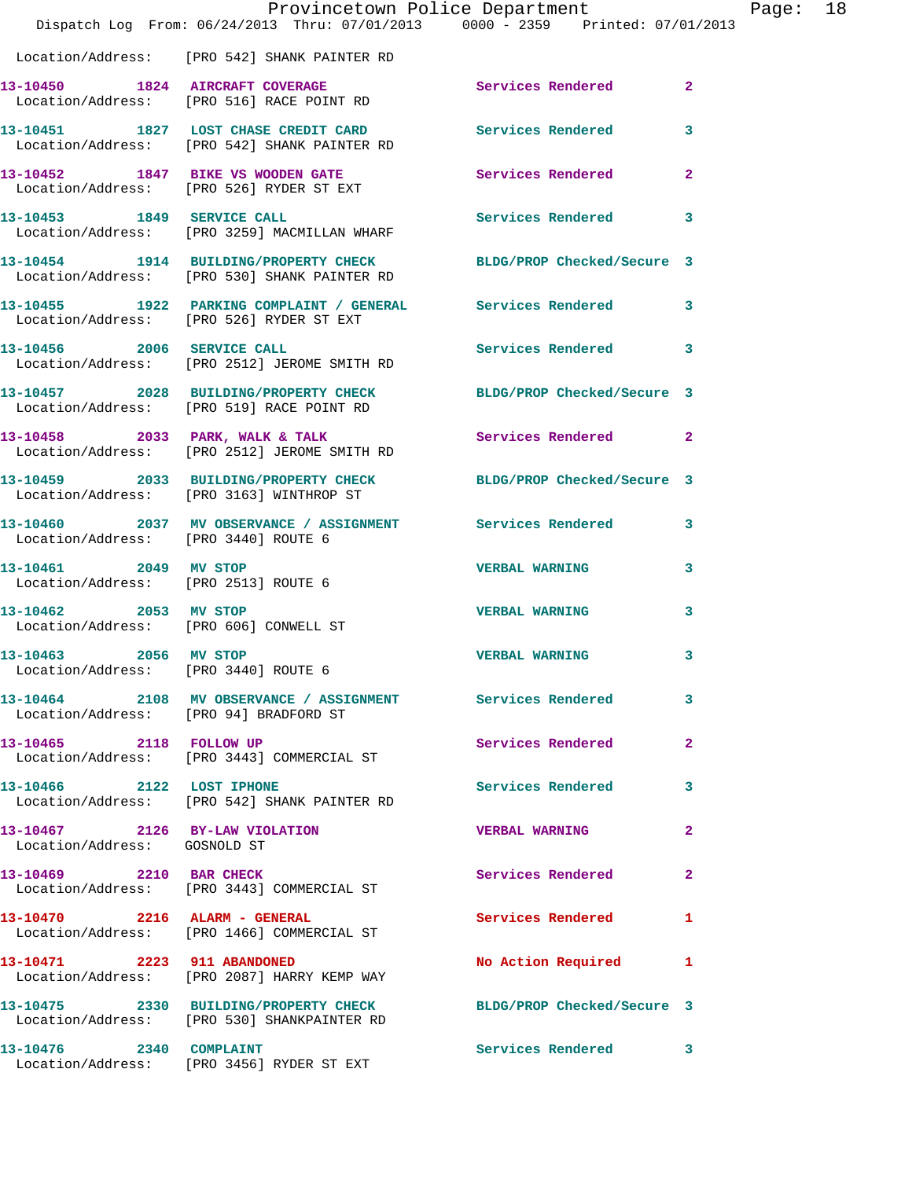Location/Address: [PRO 542] SHANK PAINTER RD

| Call # | Time | Call Reason | Action | Priority |
|---|---|---|---|---|
| 13-10450 | 1824 | AIRCRAFT COVERAGE | Services Rendered | 2 |
| Location/Address: [PRO 516] RACE POINT RD | | | | |
| 13-10451 | 1827 | LOST CHASE CREDIT CARD | Services Rendered | 3 |
| Location/Address: [PRO 542] SHANK PAINTER RD | | | | |
| 13-10452 | 1847 | BIKE VS WOODEN GATE | Services Rendered | 2 |
| Location/Address: [PRO 526] RYDER ST EXT | | | | |
| 13-10453 | 1849 | SERVICE CALL | Services Rendered | 3 |
| Location/Address: [PRO 3259] MACMILLAN WHARF | | | | |
| 13-10454 | 1914 | BUILDING/PROPERTY CHECK | BLDG/PROP Checked/Secure | 3 |
| Location/Address: [PRO 530] SHANK PAINTER RD | | | | |
| 13-10455 | 1922 | PARKING COMPLAINT / GENERAL | Services Rendered | 3 |
| Location/Address: [PRO 526] RYDER ST EXT | | | | |
| 13-10456 | 2006 | SERVICE CALL | Services Rendered | 3 |
| Location/Address: [PRO 2512] JEROME SMITH RD | | | | |
| 13-10457 | 2028 | BUILDING/PROPERTY CHECK | BLDG/PROP Checked/Secure | 3 |
| Location/Address: [PRO 519] RACE POINT RD | | | | |
| 13-10458 | 2033 | PARK, WALK & TALK | Services Rendered | 2 |
| Location/Address: [PRO 2512] JEROME SMITH RD | | | | |
| 13-10459 | 2033 | BUILDING/PROPERTY CHECK | BLDG/PROP Checked/Secure | 3 |
| Location/Address: [PRO 3163] WINTHROP ST | | | | |
| 13-10460 | 2037 | MV OBSERVANCE / ASSIGNMENT | Services Rendered | 3 |
| Location/Address: [PRO 3440] ROUTE 6 | | | | |
| 13-10461 | 2049 | MV STOP | VERBAL WARNING | 3 |
| Location/Address: [PRO 2513] ROUTE 6 | | | | |
| 13-10462 | 2053 | MV STOP | VERBAL WARNING | 3 |
| Location/Address: [PRO 606] CONWELL ST | | | | |
| 13-10463 | 2056 | MV STOP | VERBAL WARNING | 3 |
| Location/Address: [PRO 3440] ROUTE 6 | | | | |
| 13-10464 | 2108 | MV OBSERVANCE / ASSIGNMENT | Services Rendered | 3 |
| Location/Address: [PRO 94] BRADFORD ST | | | | |
| 13-10465 | 2118 | FOLLOW UP | Services Rendered | 2 |
| Location/Address: [PRO 3443] COMMERCIAL ST | | | | |
| 13-10466 | 2122 | LOST IPHONE | Services Rendered | 3 |
| Location/Address: [PRO 542] SHANK PAINTER RD | | | | |
| 13-10467 | 2126 | BY-LAW VIOLATION | VERBAL WARNING | 2 |
| Location/Address: GOSNOLD ST | | | | |
| 13-10469 | 2210 | BAR CHECK | Services Rendered | 2 |
| Location/Address: [PRO 3443] COMMERCIAL ST | | | | |
| 13-10470 | 2216 | ALARM - GENERAL | Services Rendered | 1 |
| Location/Address: [PRO 1466] COMMERCIAL ST | | | | |
| 13-10471 | 2223 | 911 ABANDONED | No Action Required | 1 |
| Location/Address: [PRO 2087] HARRY KEMP WAY | | | | |
| 13-10475 | 2330 | BUILDING/PROPERTY CHECK | BLDG/PROP Checked/Secure | 3 |
| Location/Address: [PRO 530] SHANKPAINTER RD | | | | |
| 13-10476 | 2340 | COMPLAINT | Services Rendered | 3 |
| Location/Address: [PRO 3456] RYDER ST EXT | | | | |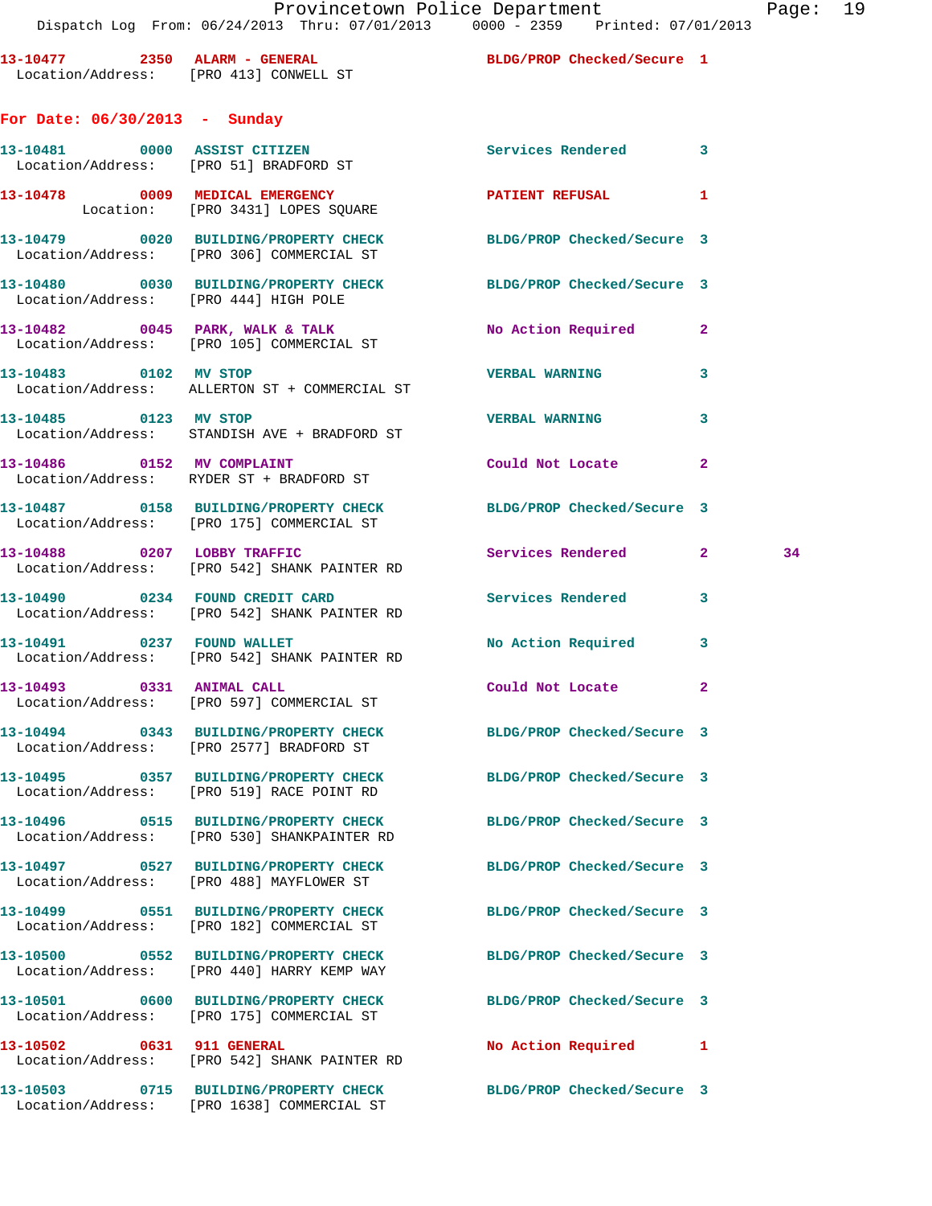13-10477 2350 ALARM - GENERAL BLDG/PROP Checked/Secure 1
Location/Address: [PRO 413] CONWELL ST

**For Date: 06/30/2013 - Sunday**

13-10481 0000 ASSIST CITIZEN Services Rendered 3
Location/Address: [PRO 51] BRADFORD ST

13-10478 0009 MEDICAL EMERGENCY PATIENT REFUSAL 1
Location: [PRO 3431] LOPES SQUARE

13-10479 0020 BUILDING/PROPERTY CHECK BLDG/PROP Checked/Secure 3
Location/Address: [PRO 306] COMMERCIAL ST

13-10480 0030 BUILDING/PROPERTY CHECK BLDG/PROP Checked/Secure 3
Location/Address: [PRO 444] HIGH POLE

13-10482 0045 PARK, WALK & TALK No Action Required 2
Location/Address: [PRO 105] COMMERCIAL ST

13-10483 0102 MV STOP VERBAL WARNING 3
Location/Address: ALLERTON ST + COMMERCIAL ST

13-10485 0123 MV STOP VERBAL WARNING 3
Location/Address: STANDISH AVE + BRADFORD ST

13-10486 0152 MV COMPLAINT Could Not Locate 2
Location/Address: RYDER ST + BRADFORD ST

13-10487 0158 BUILDING/PROPERTY CHECK BLDG/PROP Checked/Secure 3
Location/Address: [PRO 175] COMMERCIAL ST

13-10488 0207 LOBBY TRAFFIC Services Rendered 2 34
Location/Address: [PRO 542] SHANK PAINTER RD

13-10490 0234 FOUND CREDIT CARD Services Rendered 3
Location/Address: [PRO 542] SHANK PAINTER RD

13-10491 0237 FOUND WALLET No Action Required 3
Location/Address: [PRO 542] SHANK PAINTER RD

13-10493 0331 ANIMAL CALL Could Not Locate 2
Location/Address: [PRO 597] COMMERCIAL ST

13-10494 0343 BUILDING/PROPERTY CHECK BLDG/PROP Checked/Secure 3
Location/Address: [PRO 2577] BRADFORD ST

13-10495 0357 BUILDING/PROPERTY CHECK BLDG/PROP Checked/Secure 3
Location/Address: [PRO 519] RACE POINT RD

13-10496 0515 BUILDING/PROPERTY CHECK BLDG/PROP Checked/Secure 3
Location/Address: [PRO 530] SHANKPAINTER RD

13-10497 0527 BUILDING/PROPERTY CHECK BLDG/PROP Checked/Secure 3
Location/Address: [PRO 488] MAYFLOWER ST

13-10499 0551 BUILDING/PROPERTY CHECK BLDG/PROP Checked/Secure 3
Location/Address: [PRO 182] COMMERCIAL ST

13-10500 0552 BUILDING/PROPERTY CHECK BLDG/PROP Checked/Secure 3
Location/Address: [PRO 440] HARRY KEMP WAY

13-10501 0600 BUILDING/PROPERTY CHECK BLDG/PROP Checked/Secure 3
Location/Address: [PRO 175] COMMERCIAL ST

13-10502 0631 911 GENERAL No Action Required 1
Location/Address: [PRO 542] SHANK PAINTER RD

13-10503 0715 BUILDING/PROPERTY CHECK BLDG/PROP Checked/Secure 3
Location/Address: [PRO 1638] COMMERCIAL ST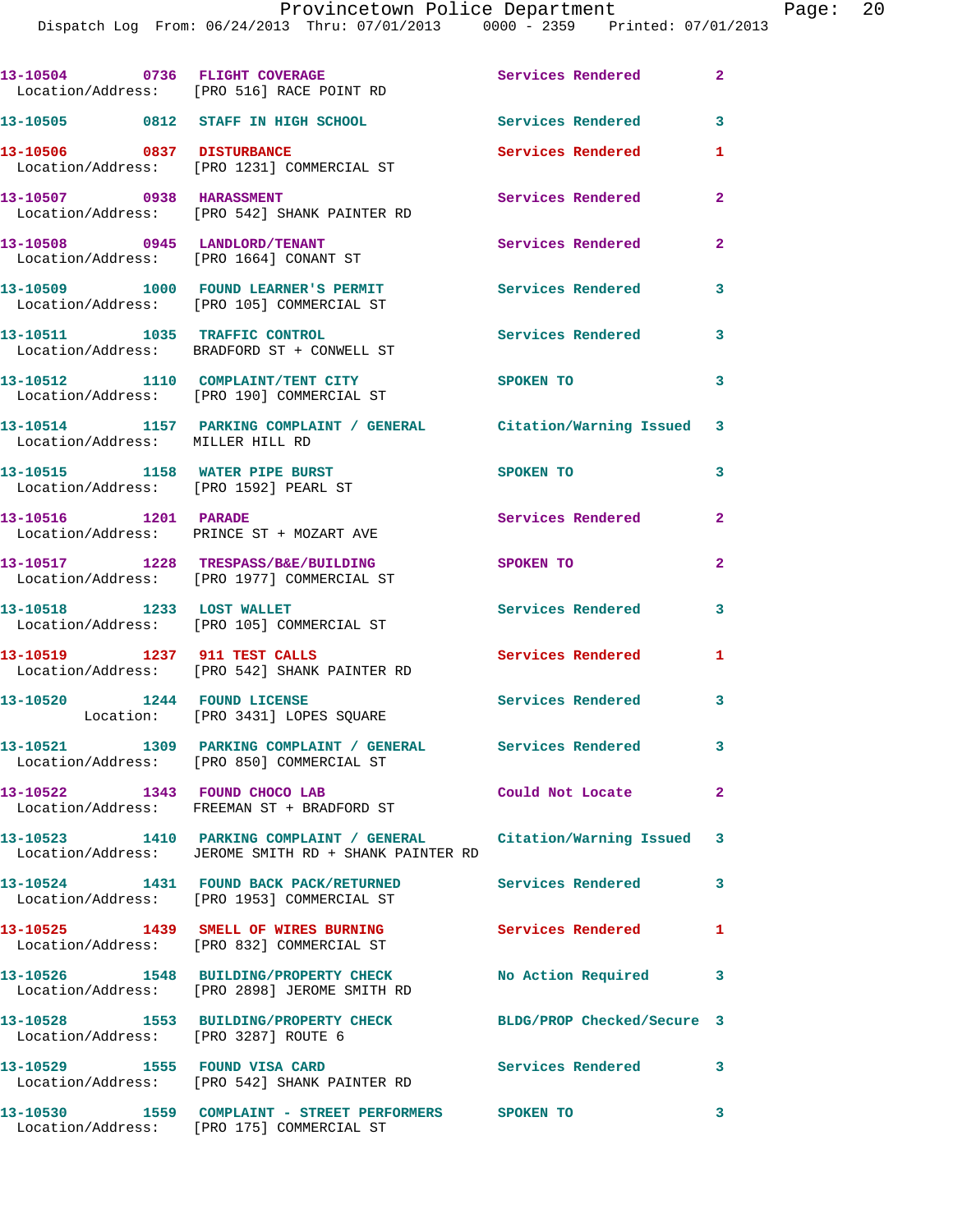13-10504 0736 FLIGHT COVERAGE Services Rendered 2
Location/Address: [PRO 516] RACE POINT RD

13-10505 0812 STAFF IN HIGH SCHOOL Services Rendered 3

13-10506 0837 DISTURBANCE Services Rendered 1
Location/Address: [PRO 1231] COMMERCIAL ST

13-10507 0938 HARASSMENT Services Rendered 2
Location/Address: [PRO 542] SHANK PAINTER RD

13-10508 0945 LANDLORD/TENANT Services Rendered 2
Location/Address: [PRO 1664] CONANT ST

13-10509 1000 FOUND LEARNER'S PERMIT Services Rendered 3
Location/Address: [PRO 105] COMMERCIAL ST

13-10511 1035 TRAFFIC CONTROL Services Rendered 3
Location/Address: BRADFORD ST + CONWELL ST

13-10512 1110 COMPLAINT/TENT CITY SPOKEN TO 3
Location/Address: [PRO 190] COMMERCIAL ST

13-10514 1157 PARKING COMPLAINT / GENERAL Citation/Warning Issued 3
Location/Address: MILLER HILL RD

13-10515 1158 WATER PIPE BURST SPOKEN TO 3
Location/Address: [PRO 1592] PEARL ST

13-10516 1201 PARADE Services Rendered 2
Location/Address: PRINCE ST + MOZART AVE

13-10517 1228 TRESPASS/B&E/BUILDING SPOKEN TO 2
Location/Address: [PRO 1977] COMMERCIAL ST

13-10518 1233 LOST WALLET Services Rendered 3
Location/Address: [PRO 105] COMMERCIAL ST

13-10519 1237 911 TEST CALLS Services Rendered 1
Location/Address: [PRO 542] SHANK PAINTER RD

13-10520 1244 FOUND LICENSE Services Rendered 3
Location: [PRO 3431] LOPES SQUARE

13-10521 1309 PARKING COMPLAINT / GENERAL Services Rendered 3
Location/Address: [PRO 850] COMMERCIAL ST

13-10522 1343 FOUND CHOCO LAB Could Not Locate 2
Location/Address: FREEMAN ST + BRADFORD ST

13-10523 1410 PARKING COMPLAINT / GENERAL Citation/Warning Issued 3
Location/Address: JEROME SMITH RD + SHANK PAINTER RD

13-10524 1431 FOUND BACK PACK/RETURNED Services Rendered 3
Location/Address: [PRO 1953] COMMERCIAL ST

13-10525 1439 SMELL OF WIRES BURNING Services Rendered 1
Location/Address: [PRO 832] COMMERCIAL ST

13-10526 1548 BUILDING/PROPERTY CHECK No Action Required 3
Location/Address: [PRO 2898] JEROME SMITH RD

13-10528 1553 BUILDING/PROPERTY CHECK BLDG/PROP Checked/Secure 3
Location/Address: [PRO 3287] ROUTE 6

13-10529 1555 FOUND VISA CARD Services Rendered 3
Location/Address: [PRO 542] SHANK PAINTER RD

13-10530 1559 COMPLAINT - STREET PERFORMERS SPOKEN TO 3
Location/Address: [PRO 175] COMMERCIAL ST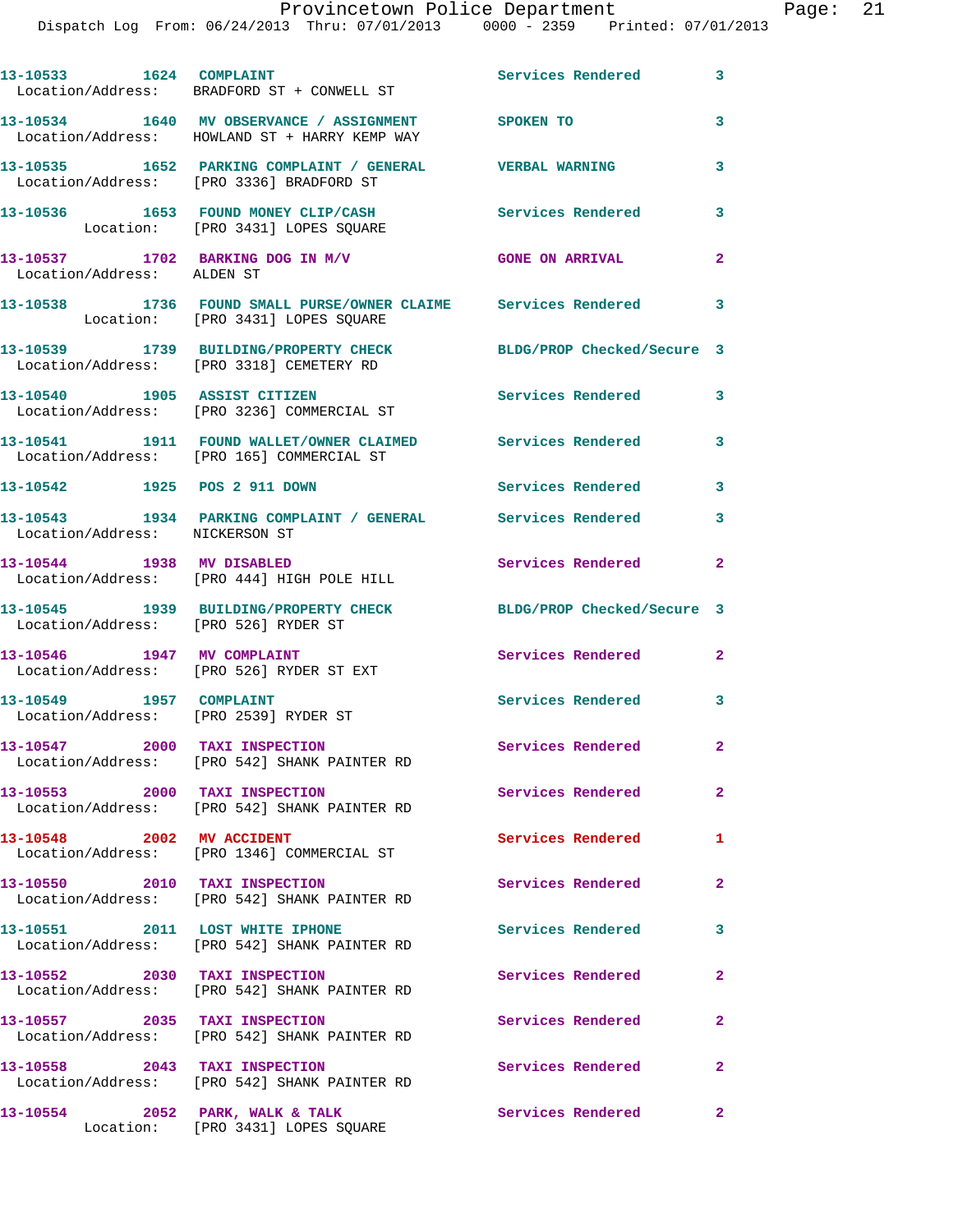13-10533 1624 COMPLAINT Services Rendered 3
Location/Address: BRADFORD ST + CONWELL ST

13-10534 1640 MV OBSERVANCE / ASSIGNMENT SPOKEN TO 3
Location/Address: HOWLAND ST + HARRY KEMP WAY

13-10535 1652 PARKING COMPLAINT / GENERAL VERBAL WARNING 3
Location/Address: [PRO 3336] BRADFORD ST

13-10536 1653 FOUND MONEY CLIP/CASH Services Rendered 3
Location: [PRO 3431] LOPES SQUARE

13-10537 1702 BARKING DOG IN M/V GONE ON ARRIVAL 2
Location/Address: ALDEN ST

13-10538 1736 FOUND SMALL PURSE/OWNER CLAIME Services Rendered 3
Location: [PRO 3431] LOPES SQUARE

13-10539 1739 BUILDING/PROPERTY CHECK BLDG/PROP Checked/Secure 3
Location/Address: [PRO 3318] CEMETERY RD

13-10540 1905 ASSIST CITIZEN Services Rendered 3
Location/Address: [PRO 3236] COMMERCIAL ST

13-10541 1911 FOUND WALLET/OWNER CLAIMED Services Rendered 3
Location/Address: [PRO 165] COMMERCIAL ST

13-10542 1925 POS 2 911 DOWN Services Rendered 3

13-10543 1934 PARKING COMPLAINT / GENERAL Services Rendered 3
Location/Address: NICKERSON ST

13-10544 1938 MV DISABLED Services Rendered 2
Location/Address: [PRO 444] HIGH POLE HILL

13-10545 1939 BUILDING/PROPERTY CHECK BLDG/PROP Checked/Secure 3
Location/Address: [PRO 526] RYDER ST

13-10546 1947 MV COMPLAINT Services Rendered 2
Location/Address: [PRO 526] RYDER ST EXT

13-10549 1957 COMPLAINT Services Rendered 3
Location/Address: [PRO 2539] RYDER ST

13-10547 2000 TAXI INSPECTION Services Rendered 2
Location/Address: [PRO 542] SHANK PAINTER RD

13-10553 2000 TAXI INSPECTION Services Rendered 2
Location/Address: [PRO 542] SHANK PAINTER RD

13-10548 2002 MV ACCIDENT Services Rendered 1
Location/Address: [PRO 1346] COMMERCIAL ST

13-10550 2010 TAXI INSPECTION Services Rendered 2
Location/Address: [PRO 542] SHANK PAINTER RD

13-10551 2011 LOST WHITE IPHONE Services Rendered 3
Location/Address: [PRO 542] SHANK PAINTER RD

13-10552 2030 TAXI INSPECTION Services Rendered 2
Location/Address: [PRO 542] SHANK PAINTER RD

13-10557 2035 TAXI INSPECTION Services Rendered 2
Location/Address: [PRO 542] SHANK PAINTER RD

13-10558 2043 TAXI INSPECTION Services Rendered 2
Location/Address: [PRO 542] SHANK PAINTER RD

13-10554 2052 PARK, WALK & TALK Services Rendered 2
Location: [PRO 3431] LOPES SQUARE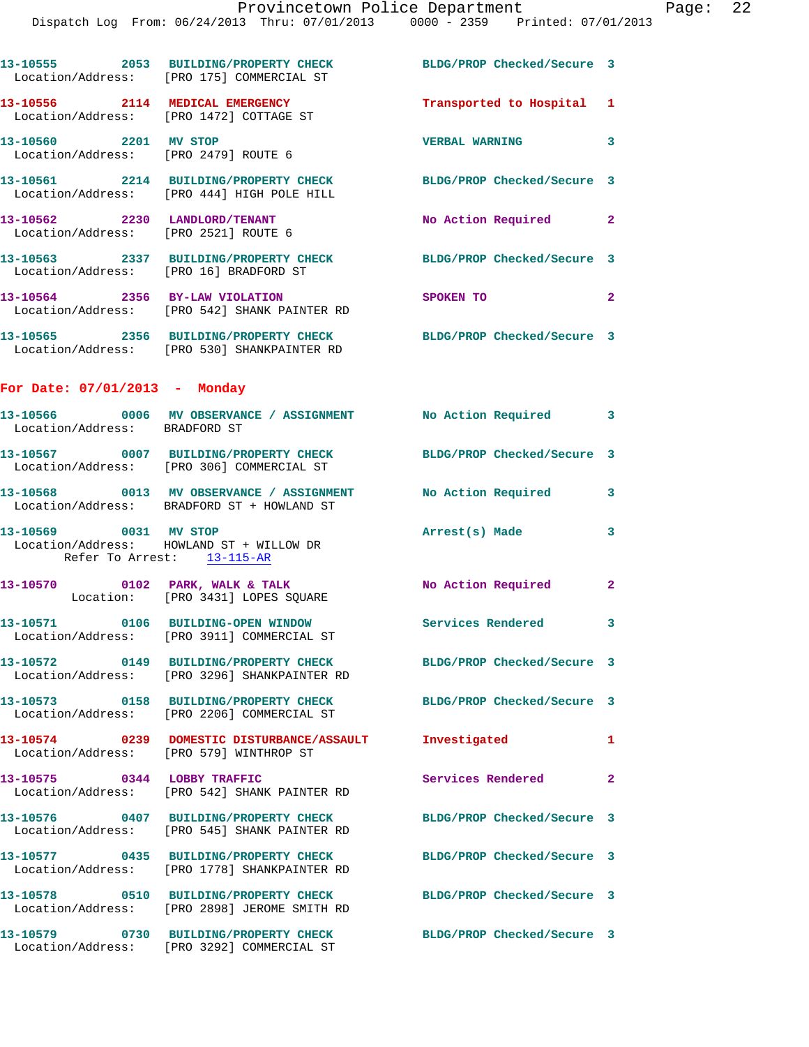13-10555 2053 BUILDING/PROPERTY CHECK BLDG/PROP Checked/Secure 3
Location/Address: [PRO 175] COMMERCIAL ST

13-10556 2114 MEDICAL EMERGENCY Transported to Hospital 1
Location/Address: [PRO 1472] COTTAGE ST

13-10560 2201 MV STOP VERBAL WARNING 3
Location/Address: [PRO 2479] ROUTE 6

13-10561 2214 BUILDING/PROPERTY CHECK BLDG/PROP Checked/Secure 3
Location/Address: [PRO 444] HIGH POLE HILL

13-10562 2230 LANDLORD/TENANT No Action Required 2
Location/Address: [PRO 2521] ROUTE 6

13-10563 2337 BUILDING/PROPERTY CHECK BLDG/PROP Checked/Secure 3
Location/Address: [PRO 16] BRADFORD ST

13-10564 2356 BY-LAW VIOLATION SPOKEN TO 2
Location/Address: [PRO 542] SHANK PAINTER RD

13-10565 2356 BUILDING/PROPERTY CHECK BLDG/PROP Checked/Secure 3
Location/Address: [PRO 530] SHANKPAINTER RD

## For Date: 07/01/2013 - Monday

13-10566 0006 MV OBSERVANCE / ASSIGNMENT No Action Required 3
Location/Address: BRADFORD ST

13-10567 0007 BUILDING/PROPERTY CHECK BLDG/PROP Checked/Secure 3
Location/Address: [PRO 306] COMMERCIAL ST

13-10568 0013 MV OBSERVANCE / ASSIGNMENT No Action Required 3
Location/Address: BRADFORD ST + HOWLAND ST

13-10569 0031 MV STOP Arrest(s) Made 3
Location/Address: HOWLAND ST + WILLOW DR
Refer To Arrest: 13-115-AR

13-10570 0102 PARK, WALK & TALK No Action Required 2
Location: [PRO 3431] LOPES SQUARE

13-10571 0106 BUILDING-OPEN WINDOW Services Rendered 3
Location/Address: [PRO 3911] COMMERCIAL ST

13-10572 0149 BUILDING/PROPERTY CHECK BLDG/PROP Checked/Secure 3
Location/Address: [PRO 3296] SHANKPAINTER RD

13-10573 0158 BUILDING/PROPERTY CHECK BLDG/PROP Checked/Secure 3
Location/Address: [PRO 2206] COMMERCIAL ST

13-10574 0239 DOMESTIC DISTURBANCE/ASSAULT Investigated 1
Location/Address: [PRO 579] WINTHROP ST

13-10575 0344 LOBBY TRAFFIC Services Rendered 2
Location/Address: [PRO 542] SHANK PAINTER RD

13-10576 0407 BUILDING/PROPERTY CHECK BLDG/PROP Checked/Secure 3
Location/Address: [PRO 545] SHANK PAINTER RD

13-10577 0435 BUILDING/PROPERTY CHECK BLDG/PROP Checked/Secure 3
Location/Address: [PRO 1778] SHANKPAINTER RD

13-10578 0510 BUILDING/PROPERTY CHECK BLDG/PROP Checked/Secure 3
Location/Address: [PRO 2898] JEROME SMITH RD

13-10579 0730 BUILDING/PROPERTY CHECK BLDG/PROP Checked/Secure 3
Location/Address: [PRO 3292] COMMERCIAL ST